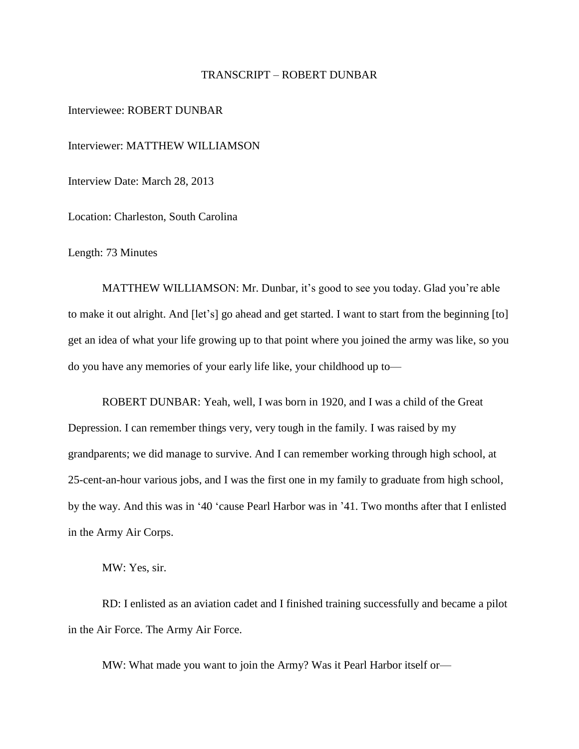# TRANSCRIPT – ROBERT DUNBAR

Interviewee: ROBERT DUNBAR

Interviewer: MATTHEW WILLIAMSON

Interview Date: March 28, 2013

Location: Charleston, South Carolina

Length: 73 Minutes

MATTHEW WILLIAMSON: Mr. Dunbar, it's good to see you today. Glad you're able to make it out alright. And [let's] go ahead and get started. I want to start from the beginning [to] get an idea of what your life growing up to that point where you joined the army was like, so you do you have any memories of your early life like, your childhood up to—

ROBERT DUNBAR: Yeah, well, I was born in 1920, and I was a child of the Great Depression. I can remember things very, very tough in the family. I was raised by my grandparents; we did manage to survive. And I can remember working through high school, at 25-cent-an-hour various jobs, and I was the first one in my family to graduate from high school, by the way. And this was in '40 'cause Pearl Harbor was in '41. Two months after that I enlisted in the Army Air Corps.

MW: Yes, sir.

RD: I enlisted as an aviation cadet and I finished training successfully and became a pilot in the Air Force. The Army Air Force.

MW: What made you want to join the Army? Was it Pearl Harbor itself or—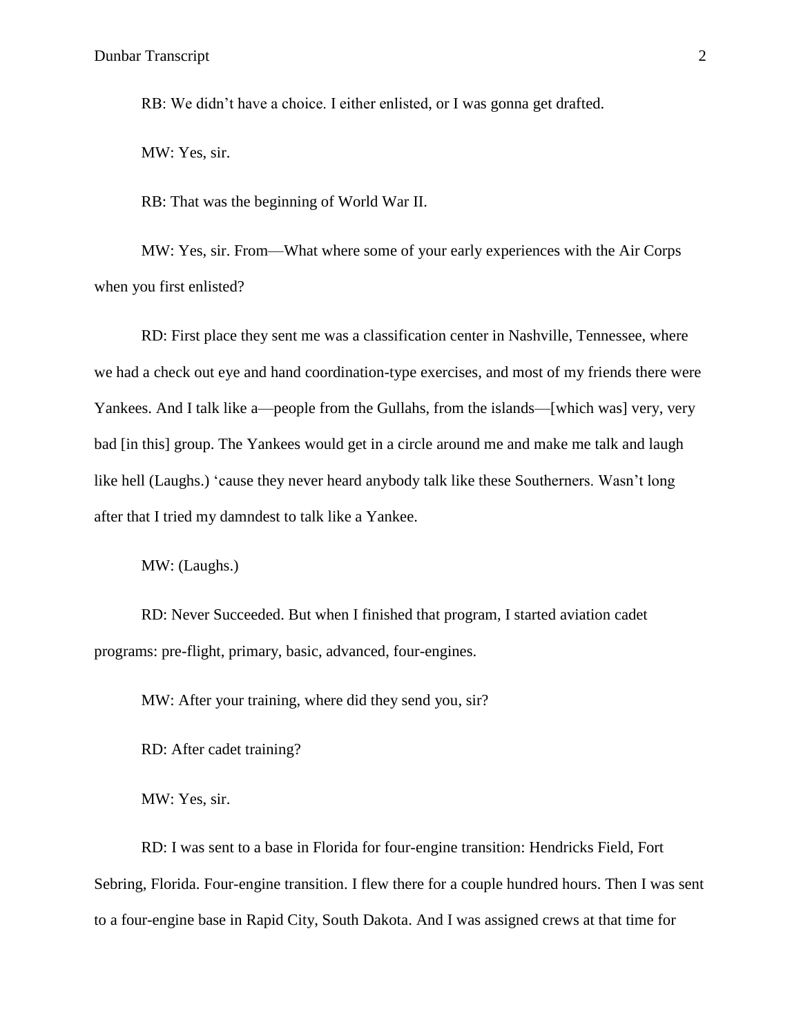RB: We didn't have a choice. I either enlisted, or I was gonna get drafted.

MW: Yes, sir.

RB: That was the beginning of World War II.

MW: Yes, sir. From—What where some of your early experiences with the Air Corps when you first enlisted?

RD: First place they sent me was a classification center in Nashville, Tennessee, where we had a check out eye and hand coordination-type exercises, and most of my friends there were Yankees. And I talk like a—people from the Gullahs, from the islands—[which was] very, very bad [in this] group. The Yankees would get in a circle around me and make me talk and laugh like hell (Laughs.) 'cause they never heard anybody talk like these Southerners. Wasn't long after that I tried my damndest to talk like a Yankee.

MW: (Laughs.)

RD: Never Succeeded. But when I finished that program, I started aviation cadet programs: pre-flight, primary, basic, advanced, four-engines.

MW: After your training, where did they send you, sir?

RD: After cadet training?

MW: Yes, sir.

RD: I was sent to a base in Florida for four-engine transition: Hendricks Field, Fort Sebring, Florida. Four-engine transition. I flew there for a couple hundred hours. Then I was sent to a four-engine base in Rapid City, South Dakota. And I was assigned crews at that time for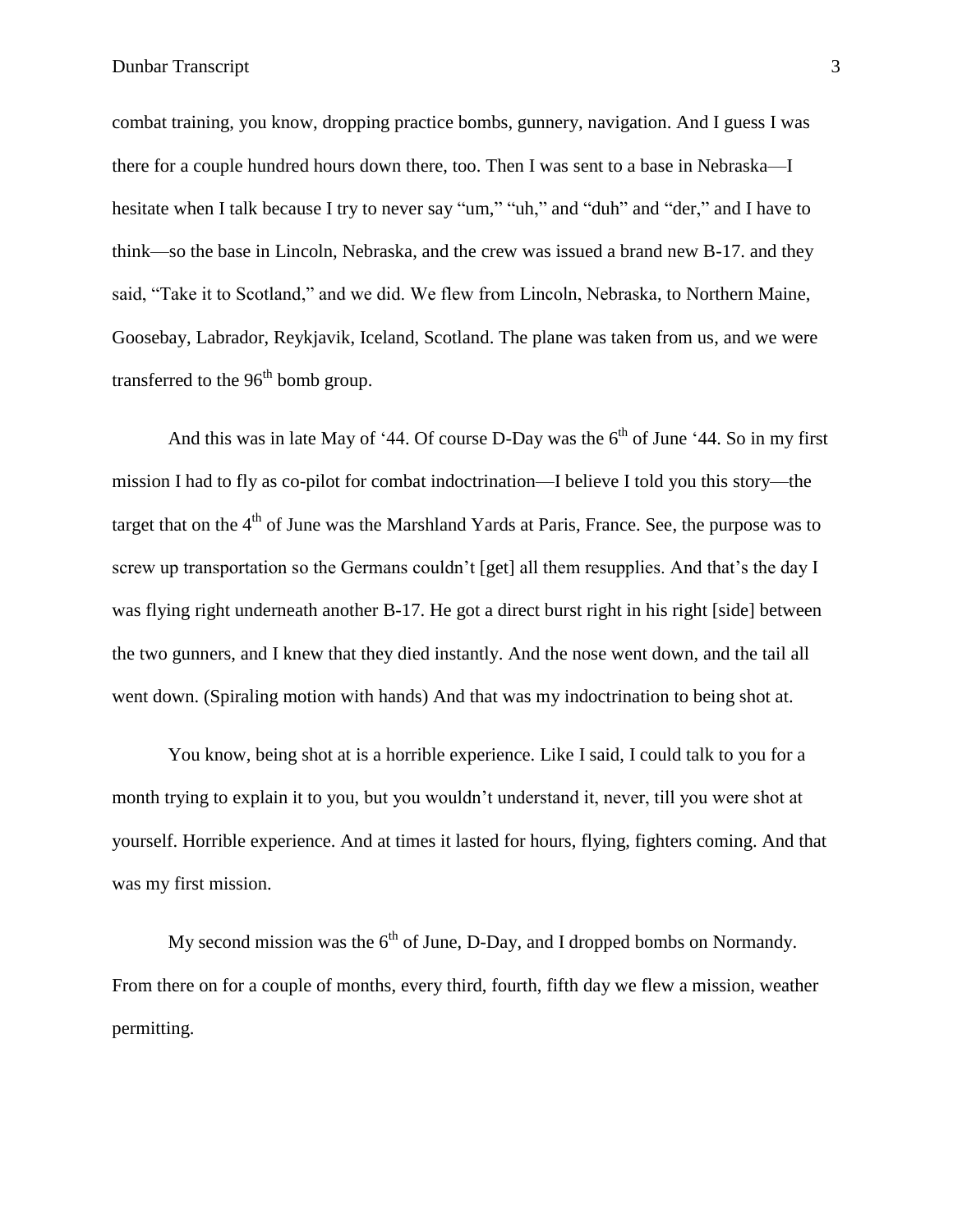combat training, you know, dropping practice bombs, gunnery, navigation. And I guess I was there for a couple hundred hours down there, too. Then I was sent to a base in Nebraska—I hesitate when I talk because I try to never say "um," "uh," and "duh" and "der," and I have to think—so the base in Lincoln, Nebraska, and the crew was issued a brand new B-17. and they said, "Take it to Scotland," and we did. We flew from Lincoln, Nebraska, to Northern Maine, Goosebay, Labrador, Reykjavik, Iceland, Scotland. The plane was taken from us, and we were transferred to the 96th bomb group.

And this was in late May of '44. Of course D-Day was the 6th of June '44. So in my first mission I had to fly as co-pilot for combat indoctrination—I believe I told you this story—the target that on the 4th of June was the Marshland Yards at Paris, France. See, the purpose was to screw up transportation so the Germans couldn't [get] all them resupplies. And that's the day I was flying right underneath another B-17. He got a direct burst right in his right [side] between the two gunners, and I knew that they died instantly. And the nose went down, and the tail all went down. (Spiraling motion with hands) And that was my indoctrination to being shot at.

You know, being shot at is a horrible experience. Like I said, I could talk to you for a month trying to explain it to you, but you wouldn't understand it, never, till you were shot at yourself. Horrible experience. And at times it lasted for hours, flying, fighters coming. And that was my first mission.

My second mission was the 6th of June, D-Day, and I dropped bombs on Normandy. From there on for a couple of months, every third, fourth, fifth day we flew a mission, weather permitting.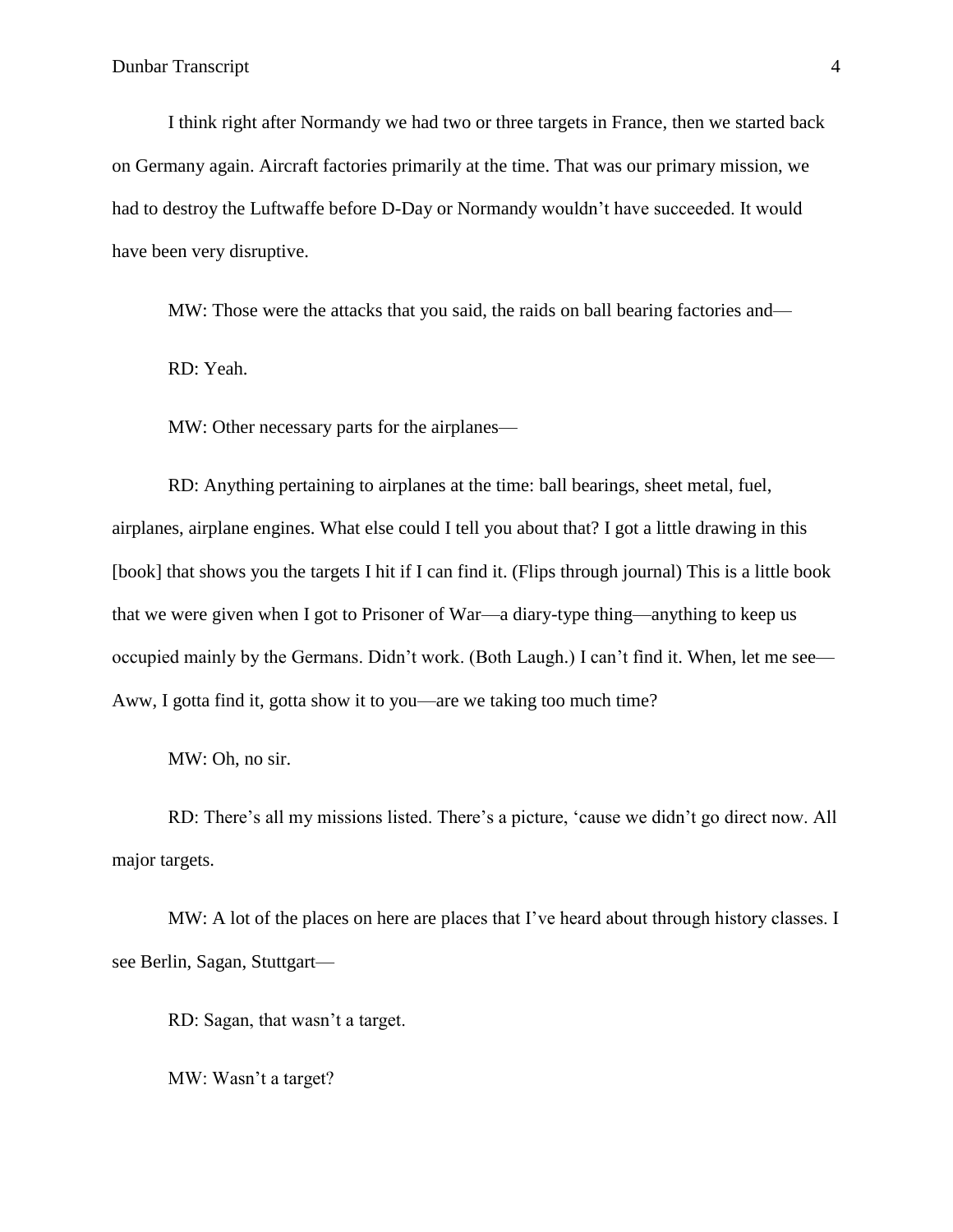I think right after Normandy we had two or three targets in France, then we started back on Germany again. Aircraft factories primarily at the time. That was our primary mission, we had to destroy the Luftwaffe before D-Day or Normandy wouldn't have succeeded. It would have been very disruptive.

MW: Those were the attacks that you said, the raids on ball bearing factories and—

RD: Yeah.

MW: Other necessary parts for the airplanes—

RD: Anything pertaining to airplanes at the time: ball bearings, sheet metal, fuel, airplanes, airplane engines. What else could I tell you about that? I got a little drawing in this [book] that shows you the targets I hit if I can find it. (Flips through journal) This is a little book that we were given when I got to Prisoner of War—a diary-type thing—anything to keep us occupied mainly by the Germans. Didn't work. (Both Laugh.) I can't find it. When, let me see— Aww, I gotta find it, gotta show it to you—are we taking too much time?

MW: Oh, no sir.

RD: There's all my missions listed. There's a picture, 'cause we didn't go direct now. All major targets.

MW: A lot of the places on here are places that I've heard about through history classes. I see Berlin, Sagan, Stuttgart—

RD: Sagan, that wasn't a target.

MW: Wasn't a target?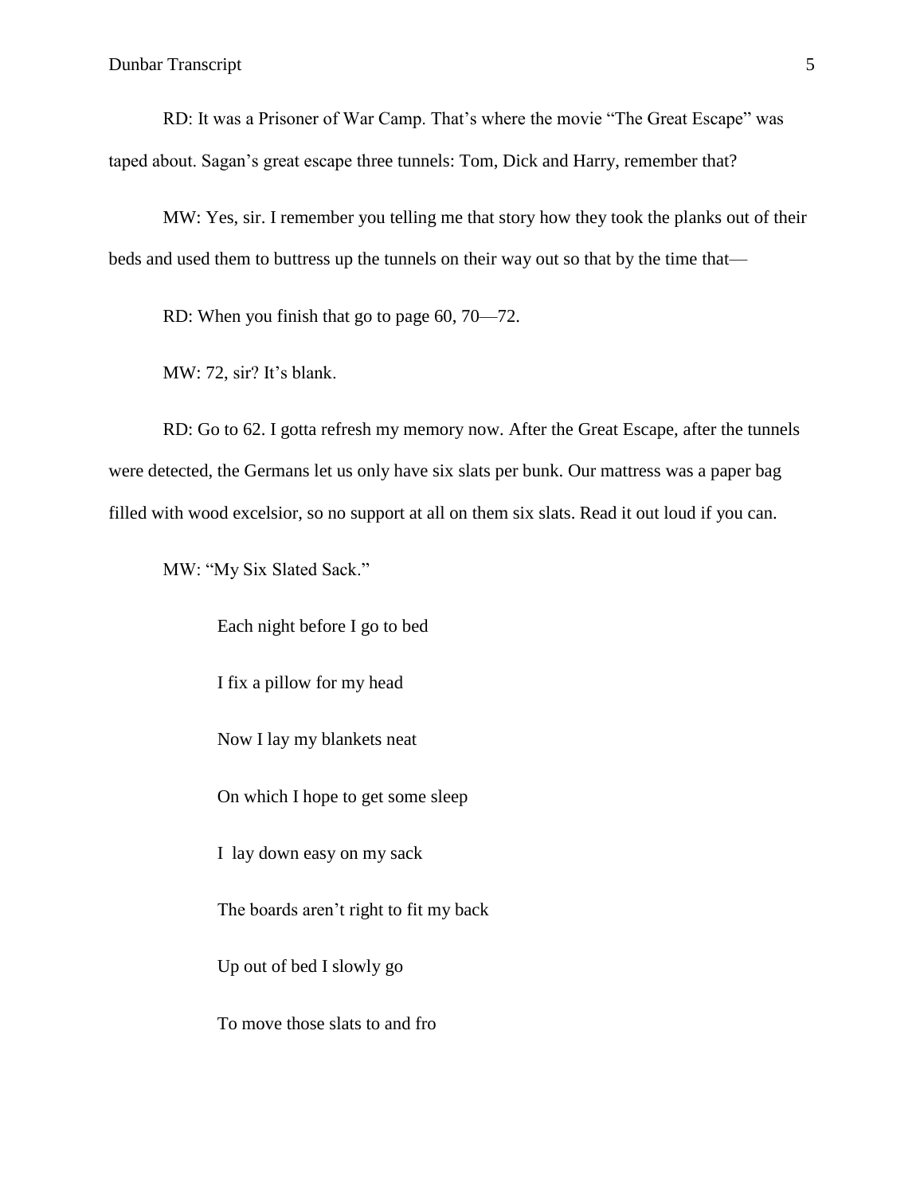RD: It was a Prisoner of War Camp. That's where the movie "The Great Escape" was taped about. Sagan's great escape three tunnels: Tom, Dick and Harry, remember that?

MW: Yes, sir. I remember you telling me that story how they took the planks out of their beds and used them to buttress up the tunnels on their way out so that by the time that—

RD: When you finish that go to page 60, 70—72.

MW: 72, sir? It's blank.

RD: Go to 62. I gotta refresh my memory now. After the Great Escape, after the tunnels were detected, the Germans let us only have six slats per bunk. Our mattress was a paper bag filled with wood excelsior, so no support at all on them six slats. Read it out loud if you can.

MW: "My Six Slated Sack."

> Each night before I go to bed
>
> I fix a pillow for my head
>
> Now I lay my blankets neat
>
> On which I hope to get some sleep
>
> I lay down easy on my sack
>
> The boards aren't right to fit my back
>
> Up out of bed I slowly go
>
> To move those slats to and fro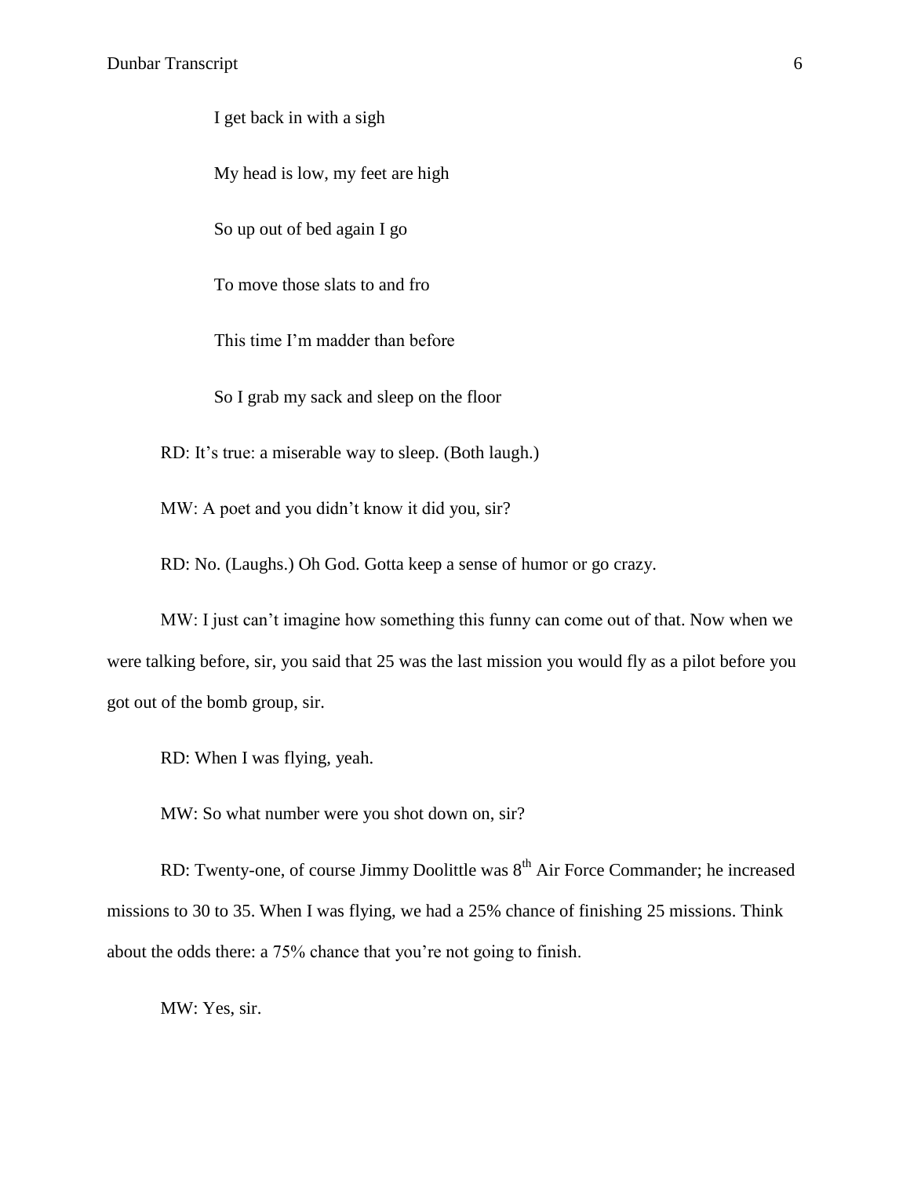I get back in with a sigh

My head is low, my feet are high

So up out of bed again I go

To move those slats to and fro

This time I'm madder than before

So I grab my sack and sleep on the floor

RD: It's true: a miserable way to sleep. (Both laugh.)

MW: A poet and you didn't know it did you, sir?

RD: No. (Laughs.) Oh God. Gotta keep a sense of humor or go crazy.

MW: I just can't imagine how something this funny can come out of that. Now when we were talking before, sir, you said that 25 was the last mission you would fly as a pilot before you got out of the bomb group, sir.

RD: When I was flying, yeah.

MW: So what number were you shot down on, sir?

RD: Twenty-one, of course Jimmy Doolittle was 8th Air Force Commander; he increased missions to 30 to 35. When I was flying, we had a 25% chance of finishing 25 missions. Think about the odds there: a 75% chance that you're not going to finish.

MW: Yes, sir.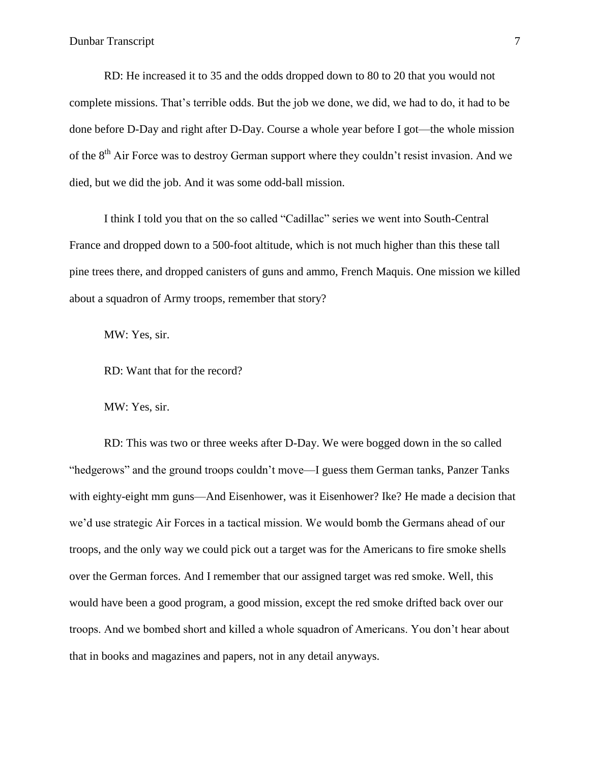RD: He increased it to 35 and the odds dropped down to 80 to 20 that you would not complete missions. That's terrible odds. But the job we done, we did, we had to do, it had to be done before D-Day and right after D-Day. Course a whole year before I got—the whole mission of the 8th Air Force was to destroy German support where they couldn't resist invasion. And we died, but we did the job. And it was some odd-ball mission.

I think I told you that on the so called "Cadillac" series we went into South-Central France and dropped down to a 500-foot altitude, which is not much higher than this these tall pine trees there, and dropped canisters of guns and ammo, French Maquis. One mission we killed about a squadron of Army troops, remember that story?

MW: Yes, sir.

RD: Want that for the record?

MW: Yes, sir.

RD: This was two or three weeks after D-Day. We were bogged down in the so called "hedgerows" and the ground troops couldn't move—I guess them German tanks, Panzer Tanks with eighty-eight mm guns—And Eisenhower, was it Eisenhower? Ike? He made a decision that we'd use strategic Air Forces in a tactical mission. We would bomb the Germans ahead of our troops, and the only way we could pick out a target was for the Americans to fire smoke shells over the German forces. And I remember that our assigned target was red smoke. Well, this would have been a good program, a good mission, except the red smoke drifted back over our troops. And we bombed short and killed a whole squadron of Americans. You don't hear about that in books and magazines and papers, not in any detail anyways.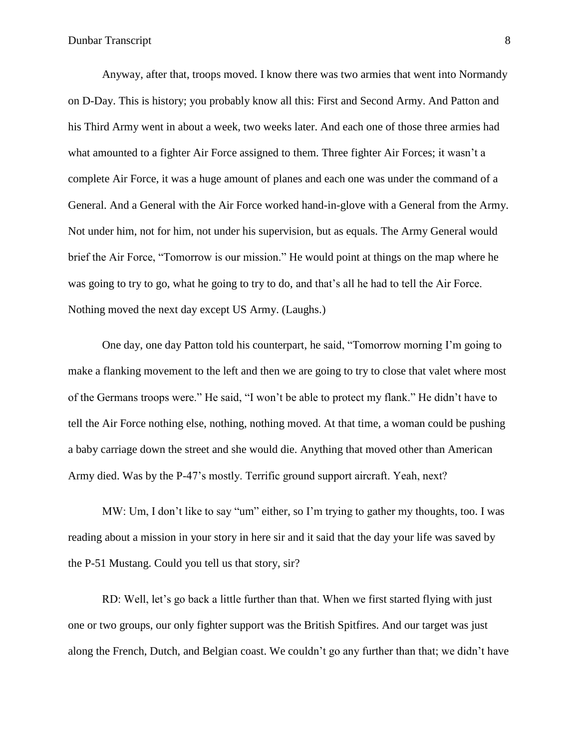Anyway, after that, troops moved. I know there was two armies that went into Normandy on D-Day. This is history; you probably know all this: First and Second Army. And Patton and his Third Army went in about a week, two weeks later. And each one of those three armies had what amounted to a fighter Air Force assigned to them. Three fighter Air Forces; it wasn't a complete Air Force, it was a huge amount of planes and each one was under the command of a General. And a General with the Air Force worked hand-in-glove with a General from the Army. Not under him, not for him, not under his supervision, but as equals. The Army General would brief the Air Force, "Tomorrow is our mission." He would point at things on the map where he was going to try to go, what he going to try to do, and that's all he had to tell the Air Force. Nothing moved the next day except US Army. (Laughs.)

One day, one day Patton told his counterpart, he said, "Tomorrow morning I'm going to make a flanking movement to the left and then we are going to try to close that valet where most of the Germans troops were." He said, "I won't be able to protect my flank." He didn't have to tell the Air Force nothing else, nothing, nothing moved. At that time, a woman could be pushing a baby carriage down the street and she would die. Anything that moved other than American Army died. Was by the P-47's mostly. Terrific ground support aircraft. Yeah, next?

MW: Um, I don't like to say "um" either, so I'm trying to gather my thoughts, too. I was reading about a mission in your story in here sir and it said that the day your life was saved by the P-51 Mustang. Could you tell us that story, sir?

RD: Well, let's go back a little further than that. When we first started flying with just one or two groups, our only fighter support was the British Spitfires. And our target was just along the French, Dutch, and Belgian coast. We couldn't go any further than that; we didn't have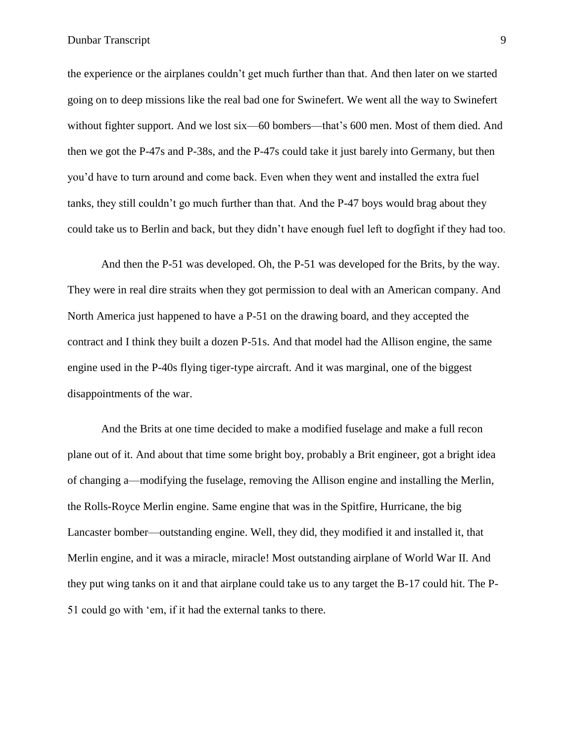the experience or the airplanes couldn't get much further than that. And then later on we started going on to deep missions like the real bad one for Swinefert. We went all the way to Swinefert without fighter support. And we lost six—60 bombers—that's 600 men. Most of them died. And then we got the P-47s and P-38s, and the P-47s could take it just barely into Germany, but then you'd have to turn around and come back. Even when they went and installed the extra fuel tanks, they still couldn't go much further than that. And the P-47 boys would brag about they could take us to Berlin and back, but they didn't have enough fuel left to dogfight if they had too.

And then the P-51 was developed. Oh, the P-51 was developed for the Brits, by the way. They were in real dire straits when they got permission to deal with an American company. And North America just happened to have a P-51 on the drawing board, and they accepted the contract and I think they built a dozen P-51s. And that model had the Allison engine, the same engine used in the P-40s flying tiger-type aircraft. And it was marginal, one of the biggest disappointments of the war.

And the Brits at one time decided to make a modified fuselage and make a full recon plane out of it. And about that time some bright boy, probably a Brit engineer, got a bright idea of changing a—modifying the fuselage, removing the Allison engine and installing the Merlin, the Rolls-Royce Merlin engine. Same engine that was in the Spitfire, Hurricane, the big Lancaster bomber—outstanding engine. Well, they did, they modified it and installed it, that Merlin engine, and it was a miracle, miracle! Most outstanding airplane of World War II. And they put wing tanks on it and that airplane could take us to any target the B-17 could hit. The P-51 could go with 'em, if it had the external tanks to there.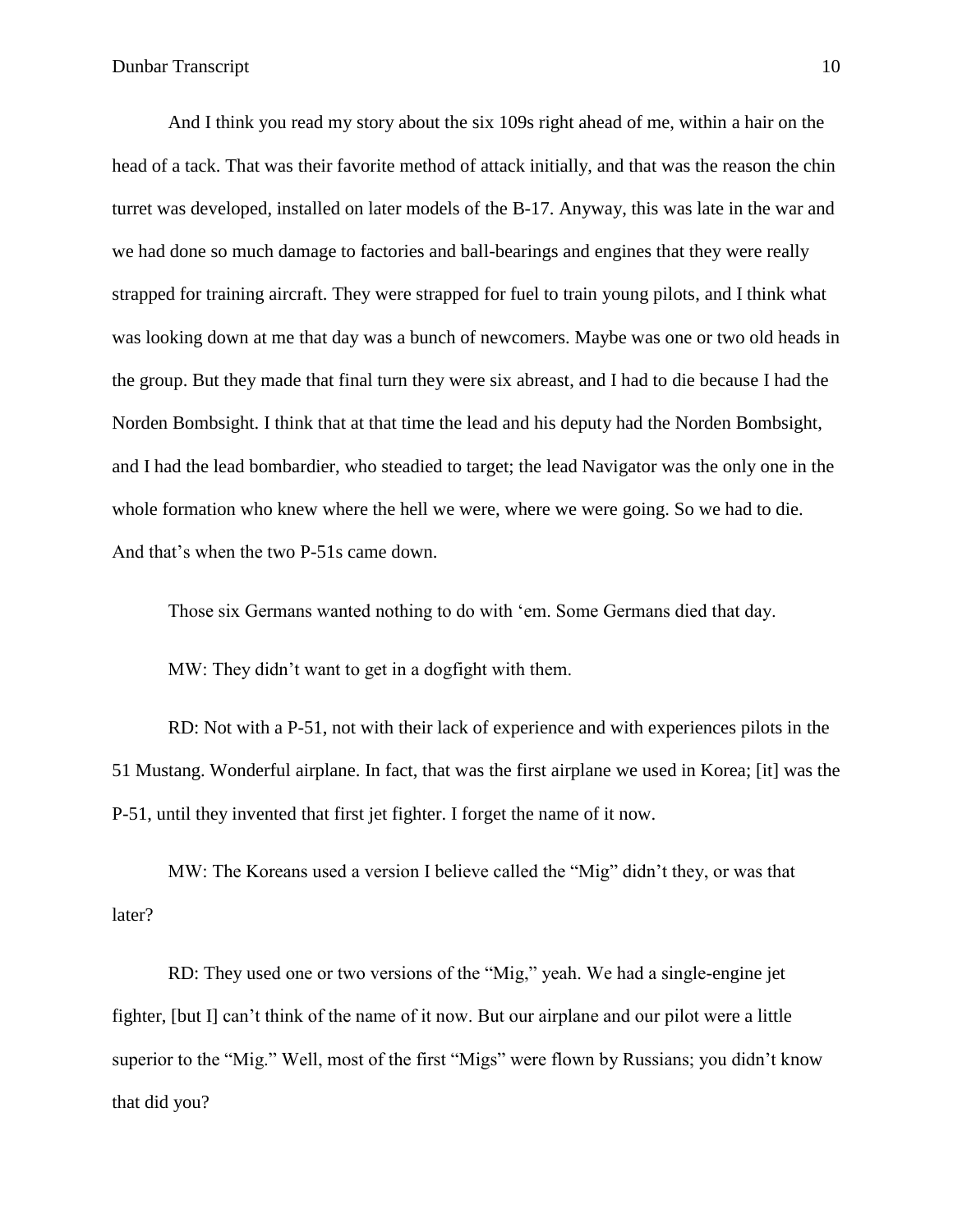And I think you read my story about the six 109s right ahead of me, within a hair on the head of a tack. That was their favorite method of attack initially, and that was the reason the chin turret was developed, installed on later models of the B-17. Anyway, this was late in the war and we had done so much damage to factories and ball-bearings and engines that they were really strapped for training aircraft. They were strapped for fuel to train young pilots, and I think what was looking down at me that day was a bunch of newcomers. Maybe was one or two old heads in the group. But they made that final turn they were six abreast, and I had to die because I had the Norden Bombsight. I think that at that time the lead and his deputy had the Norden Bombsight, and I had the lead bombardier, who steadied to target; the lead Navigator was the only one in the whole formation who knew where the hell we were, where we were going. So we had to die. And that's when the two P-51s came down.

Those six Germans wanted nothing to do with 'em. Some Germans died that day.

MW: They didn't want to get in a dogfight with them.

RD: Not with a P-51, not with their lack of experience and with experiences pilots in the 51 Mustang. Wonderful airplane. In fact, that was the first airplane we used in Korea; [it] was the P-51, until they invented that first jet fighter. I forget the name of it now.

MW: The Koreans used a version I believe called the "Mig" didn't they, or was that later?

RD: They used one or two versions of the "Mig," yeah. We had a single-engine jet fighter, [but I] can't think of the name of it now. But our airplane and our pilot were a little superior to the "Mig." Well, most of the first "Migs" were flown by Russians; you didn't know that did you?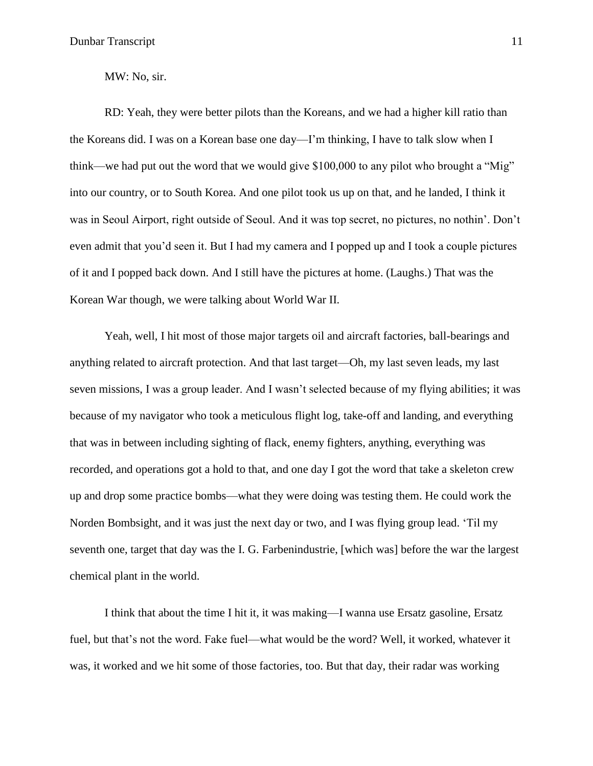MW: No, sir.

RD: Yeah, they were better pilots than the Koreans, and we had a higher kill ratio than the Koreans did. I was on a Korean base one day—I'm thinking, I have to talk slow when I think—we had put out the word that we would give $100,000 to any pilot who brought a "Mig" into our country, or to South Korea. And one pilot took us up on that, and he landed, I think it was in Seoul Airport, right outside of Seoul. And it was top secret, no pictures, no nothin'. Don't even admit that you'd seen it. But I had my camera and I popped up and I took a couple pictures of it and I popped back down. And I still have the pictures at home. (Laughs.) That was the Korean War though, we were talking about World War II.

Yeah, well, I hit most of those major targets oil and aircraft factories, ball-bearings and anything related to aircraft protection. And that last target—Oh, my last seven leads, my last seven missions, I was a group leader. And I wasn't selected because of my flying abilities; it was because of my navigator who took a meticulous flight log, take-off and landing, and everything that was in between including sighting of flack, enemy fighters, anything, everything was recorded, and operations got a hold to that, and one day I got the word that take a skeleton crew up and drop some practice bombs—what they were doing was testing them. He could work the Norden Bombsight, and it was just the next day or two, and I was flying group lead. 'Til my seventh one, target that day was the I. G. Farbenindustrie, [which was] before the war the largest chemical plant in the world.

I think that about the time I hit it, it was making—I wanna use Ersatz gasoline, Ersatz fuel, but that's not the word. Fake fuel—what would be the word? Well, it worked, whatever it was, it worked and we hit some of those factories, too. But that day, their radar was working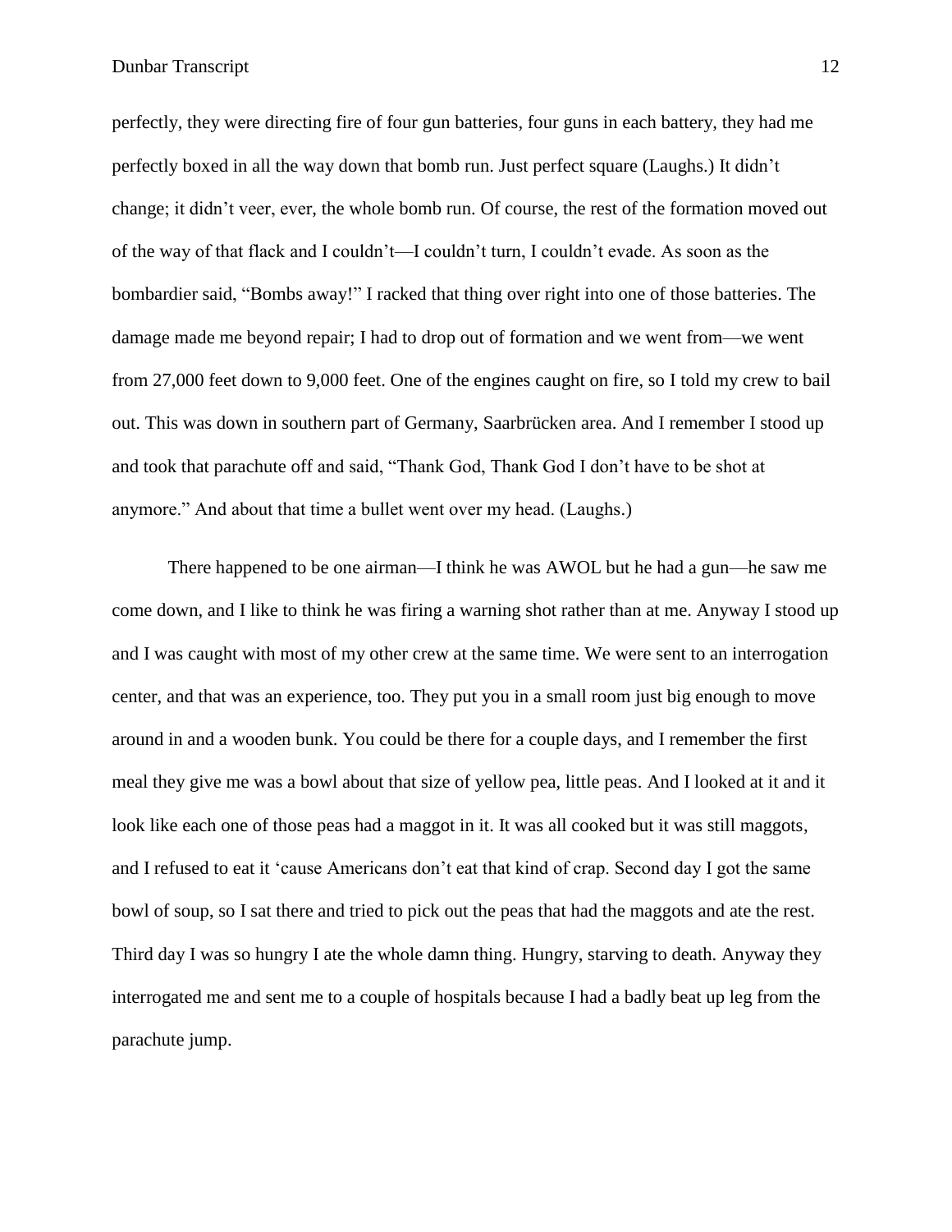perfectly, they were directing fire of four gun batteries, four guns in each battery, they had me perfectly boxed in all the way down that bomb run. Just perfect square (Laughs.) It didn't change; it didn't veer, ever, the whole bomb run. Of course, the rest of the formation moved out of the way of that flack and I couldn't—I couldn't turn, I couldn't evade. As soon as the bombardier said, "Bombs away!" I racked that thing over right into one of those batteries. The damage made me beyond repair; I had to drop out of formation and we went from—we went from 27,000 feet down to 9,000 feet. One of the engines caught on fire, so I told my crew to bail out. This was down in southern part of Germany, Saarbrücken area. And I remember I stood up and took that parachute off and said, "Thank God, Thank God I don't have to be shot at anymore." And about that time a bullet went over my head. (Laughs.)

There happened to be one airman—I think he was AWOL but he had a gun—he saw me come down, and I like to think he was firing a warning shot rather than at me. Anyway I stood up and I was caught with most of my other crew at the same time. We were sent to an interrogation center, and that was an experience, too. They put you in a small room just big enough to move around in and a wooden bunk. You could be there for a couple days, and I remember the first meal they give me was a bowl about that size of yellow pea, little peas. And I looked at it and it look like each one of those peas had a maggot in it. It was all cooked but it was still maggots, and I refused to eat it 'cause Americans don't eat that kind of crap. Second day I got the same bowl of soup, so I sat there and tried to pick out the peas that had the maggots and ate the rest. Third day I was so hungry I ate the whole damn thing. Hungry, starving to death. Anyway they interrogated me and sent me to a couple of hospitals because I had a badly beat up leg from the parachute jump.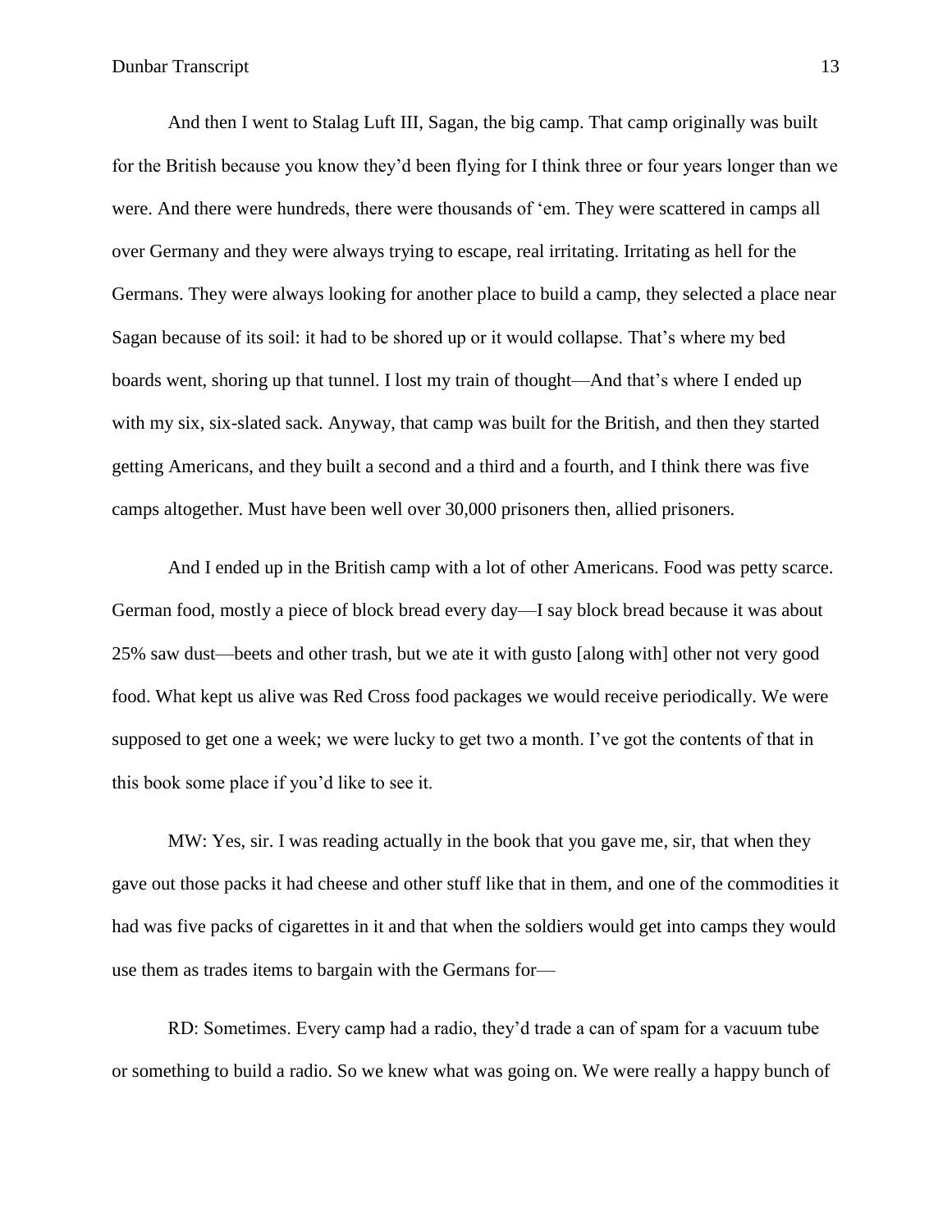And then I went to Stalag Luft III, Sagan, the big camp. That camp originally was built for the British because you know they'd been flying for I think three or four years longer than we were. And there were hundreds, there were thousands of 'em. They were scattered in camps all over Germany and they were always trying to escape, real irritating. Irritating as hell for the Germans. They were always looking for another place to build a camp, they selected a place near Sagan because of its soil: it had to be shored up or it would collapse. That's where my bed boards went, shoring up that tunnel. I lost my train of thought—And that's where I ended up with my six, six-slated sack. Anyway, that camp was built for the British, and then they started getting Americans, and they built a second and a third and a fourth, and I think there was five camps altogether. Must have been well over 30,000 prisoners then, allied prisoners.

And I ended up in the British camp with a lot of other Americans. Food was petty scarce. German food, mostly a piece of block bread every day—I say block bread because it was about 25% saw dust—beets and other trash, but we ate it with gusto [along with] other not very good food. What kept us alive was Red Cross food packages we would receive periodically. We were supposed to get one a week; we were lucky to get two a month. I've got the contents of that in this book some place if you'd like to see it.

MW: Yes, sir. I was reading actually in the book that you gave me, sir, that when they gave out those packs it had cheese and other stuff like that in them, and one of the commodities it had was five packs of cigarettes in it and that when the soldiers would get into camps they would use them as trades items to bargain with the Germans for—

RD: Sometimes. Every camp had a radio, they'd trade a can of spam for a vacuum tube or something to build a radio. So we knew what was going on. We were really a happy bunch of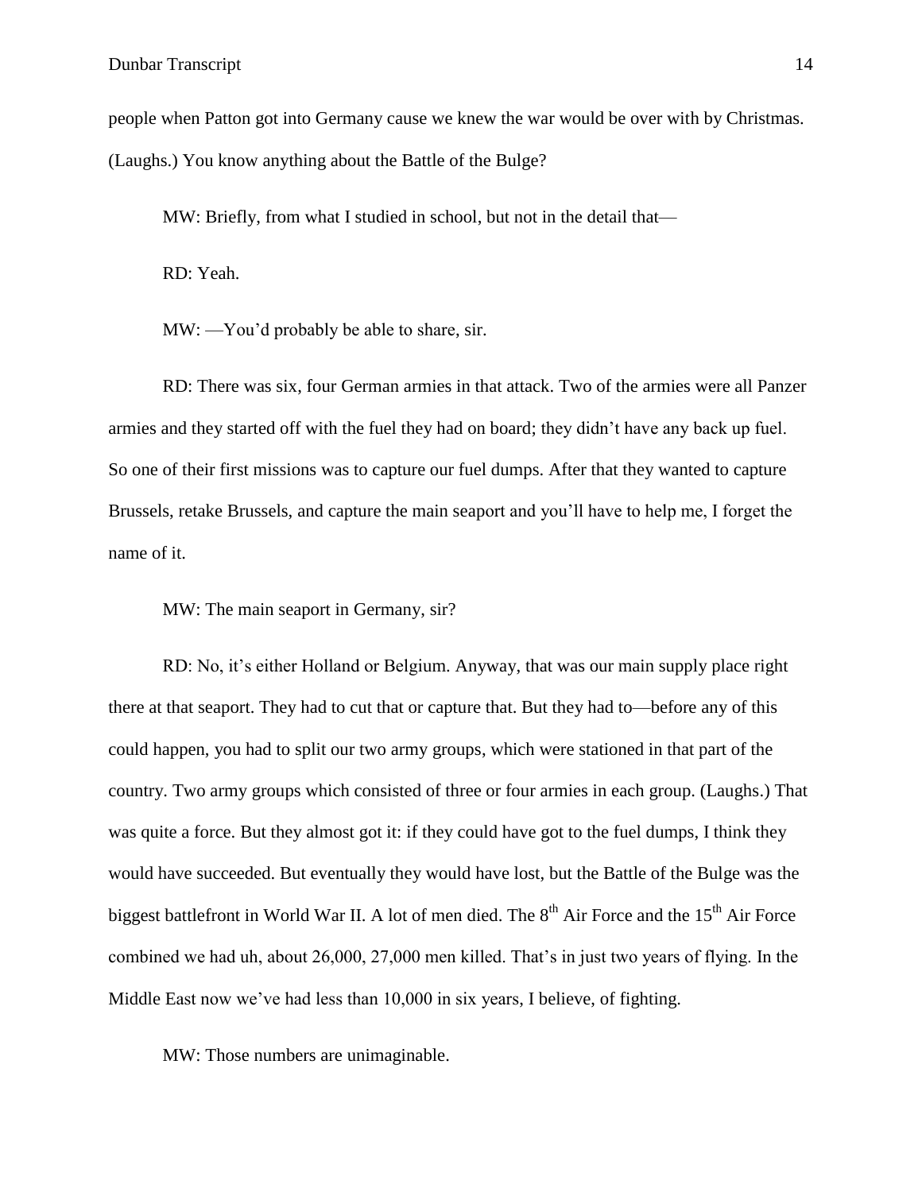people when Patton got into Germany cause we knew the war would be over with by Christmas. (Laughs.) You know anything about the Battle of the Bulge?

MW: Briefly, from what I studied in school, but not in the detail that—

RD: Yeah.

MW: —You'd probably be able to share, sir.

RD: There was six, four German armies in that attack. Two of the armies were all Panzer armies and they started off with the fuel they had on board; they didn't have any back up fuel. So one of their first missions was to capture our fuel dumps. After that they wanted to capture Brussels, retake Brussels, and capture the main seaport and you'll have to help me, I forget the name of it.

MW: The main seaport in Germany, sir?

RD: No, it's either Holland or Belgium. Anyway, that was our main supply place right there at that seaport. They had to cut that or capture that. But they had to—before any of this could happen, you had to split our two army groups, which were stationed in that part of the country. Two army groups which consisted of three or four armies in each group. (Laughs.) That was quite a force. But they almost got it: if they could have got to the fuel dumps, I think they would have succeeded. But eventually they would have lost, but the Battle of the Bulge was the biggest battlefront in World War II. A lot of men died. The 8th Air Force and the 15th Air Force combined we had uh, about 26,000, 27,000 men killed. That's in just two years of flying. In the Middle East now we've had less than 10,000 in six years, I believe, of fighting.

MW: Those numbers are unimaginable.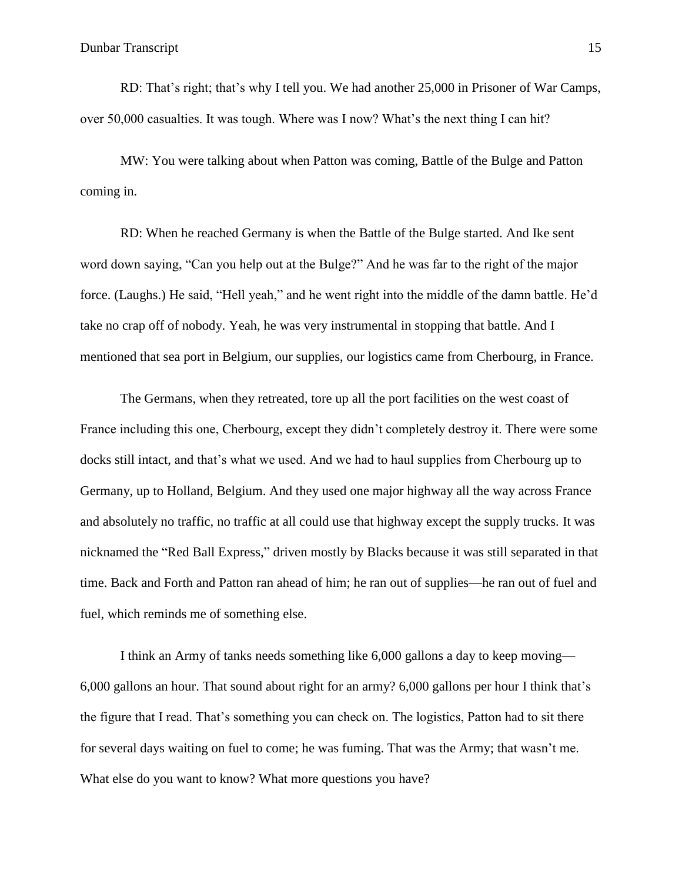RD: That's right; that's why I tell you. We had another 25,000 in Prisoner of War Camps, over 50,000 casualties. It was tough. Where was I now? What's the next thing I can hit?

MW: You were talking about when Patton was coming, Battle of the Bulge and Patton coming in.

RD: When he reached Germany is when the Battle of the Bulge started. And Ike sent word down saying, "Can you help out at the Bulge?" And he was far to the right of the major force. (Laughs.) He said, "Hell yeah," and he went right into the middle of the damn battle. He'd take no crap off of nobody. Yeah, he was very instrumental in stopping that battle. And I mentioned that sea port in Belgium, our supplies, our logistics came from Cherbourg, in France.

The Germans, when they retreated, tore up all the port facilities on the west coast of France including this one, Cherbourg, except they didn't completely destroy it. There were some docks still intact, and that's what we used. And we had to haul supplies from Cherbourg up to Germany, up to Holland, Belgium. And they used one major highway all the way across France and absolutely no traffic, no traffic at all could use that highway except the supply trucks. It was nicknamed the "Red Ball Express," driven mostly by Blacks because it was still separated in that time. Back and Forth and Patton ran ahead of him; he ran out of supplies—he ran out of fuel and fuel, which reminds me of something else.

I think an Army of tanks needs something like 6,000 gallons a day to keep moving—6,000 gallons an hour. That sound about right for an army? 6,000 gallons per hour I think that's the figure that I read. That's something you can check on. The logistics, Patton had to sit there for several days waiting on fuel to come; he was fuming. That was the Army; that wasn't me. What else do you want to know? What more questions you have?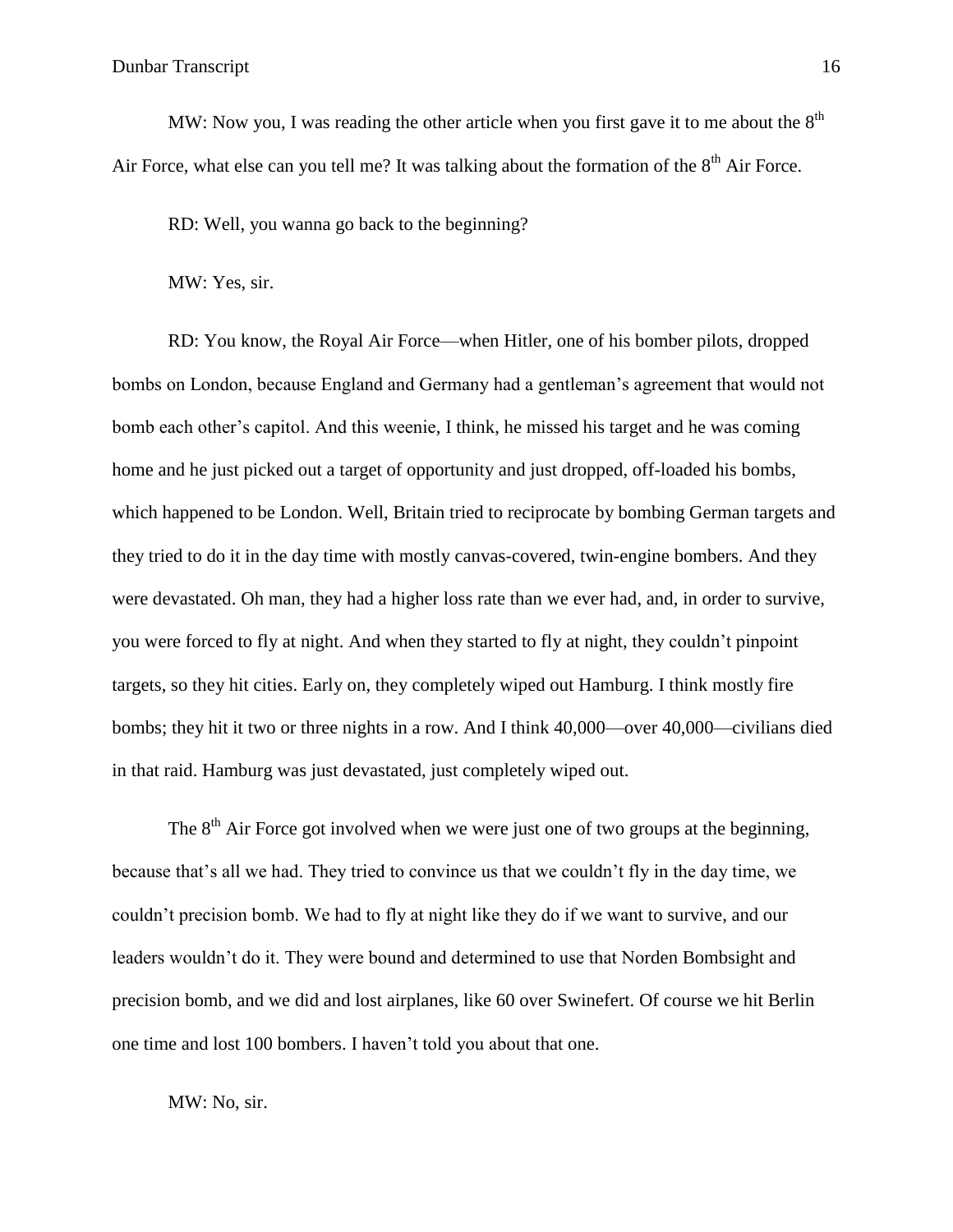MW: Now you, I was reading the other article when you first gave it to me about the 8th Air Force, what else can you tell me? It was talking about the formation of the 8th Air Force.

RD: Well, you wanna go back to the beginning?

MW: Yes, sir.

RD: You know, the Royal Air Force—when Hitler, one of his bomber pilots, dropped bombs on London, because England and Germany had a gentleman's agreement that would not bomb each other's capitol. And this weenie, I think, he missed his target and he was coming home and he just picked out a target of opportunity and just dropped, off-loaded his bombs, which happened to be London. Well, Britain tried to reciprocate by bombing German targets and they tried to do it in the day time with mostly canvas-covered, twin-engine bombers. And they were devastated. Oh man, they had a higher loss rate than we ever had, and, in order to survive, you were forced to fly at night. And when they started to fly at night, they couldn't pinpoint targets, so they hit cities. Early on, they completely wiped out Hamburg. I think mostly fire bombs; they hit it two or three nights in a row. And I think 40,000—over 40,000—civilians died in that raid. Hamburg was just devastated, just completely wiped out.

The 8th Air Force got involved when we were just one of two groups at the beginning, because that's all we had. They tried to convince us that we couldn't fly in the day time, we couldn't precision bomb. We had to fly at night like they do if we want to survive, and our leaders wouldn't do it. They were bound and determined to use that Norden Bombsight and precision bomb, and we did and lost airplanes, like 60 over Swinefert. Of course we hit Berlin one time and lost 100 bombers. I haven't told you about that one.

MW: No, sir.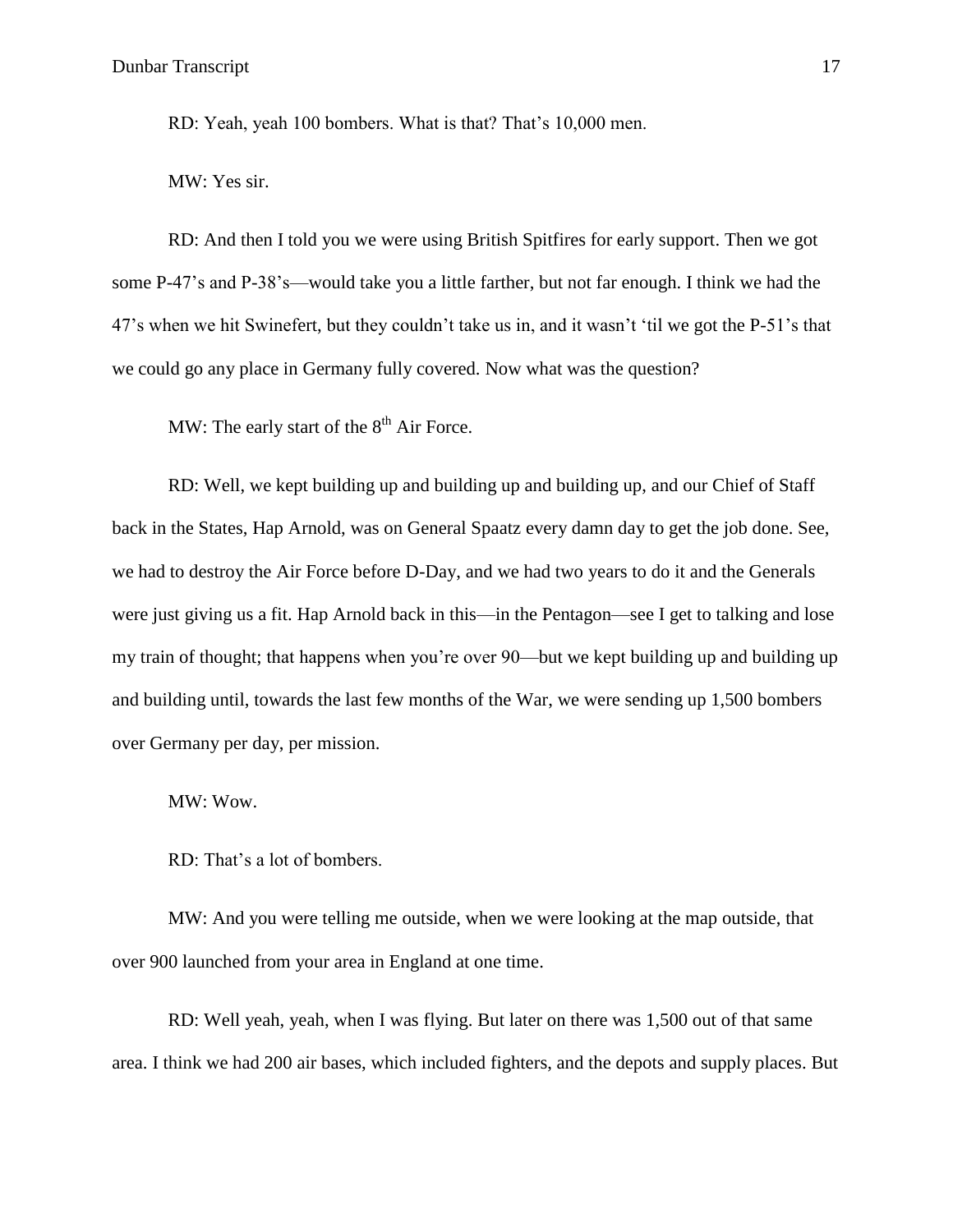RD: Yeah, yeah 100 bombers. What is that? That's 10,000 men.

MW: Yes sir.

RD: And then I told you we were using British Spitfires for early support. Then we got some P-47's and P-38's—would take you a little farther, but not far enough. I think we had the 47's when we hit Swinefert, but they couldn't take us in, and it wasn't 'til we got the P-51's that we could go any place in Germany fully covered. Now what was the question?

MW: The early start of the 8th Air Force.

RD: Well, we kept building up and building up and building up, and our Chief of Staff back in the States, Hap Arnold, was on General Spaatz every damn day to get the job done. See, we had to destroy the Air Force before D-Day, and we had two years to do it and the Generals were just giving us a fit. Hap Arnold back in this—in the Pentagon—see I get to talking and lose my train of thought; that happens when you're over 90—but we kept building up and building up and building until, towards the last few months of the War, we were sending up 1,500 bombers over Germany per day, per mission.

MW: Wow.

RD: That's a lot of bombers.

MW: And you were telling me outside, when we were looking at the map outside, that over 900 launched from your area in England at one time.

RD: Well yeah, yeah, when I was flying. But later on there was 1,500 out of that same area. I think we had 200 air bases, which included fighters, and the depots and supply places. But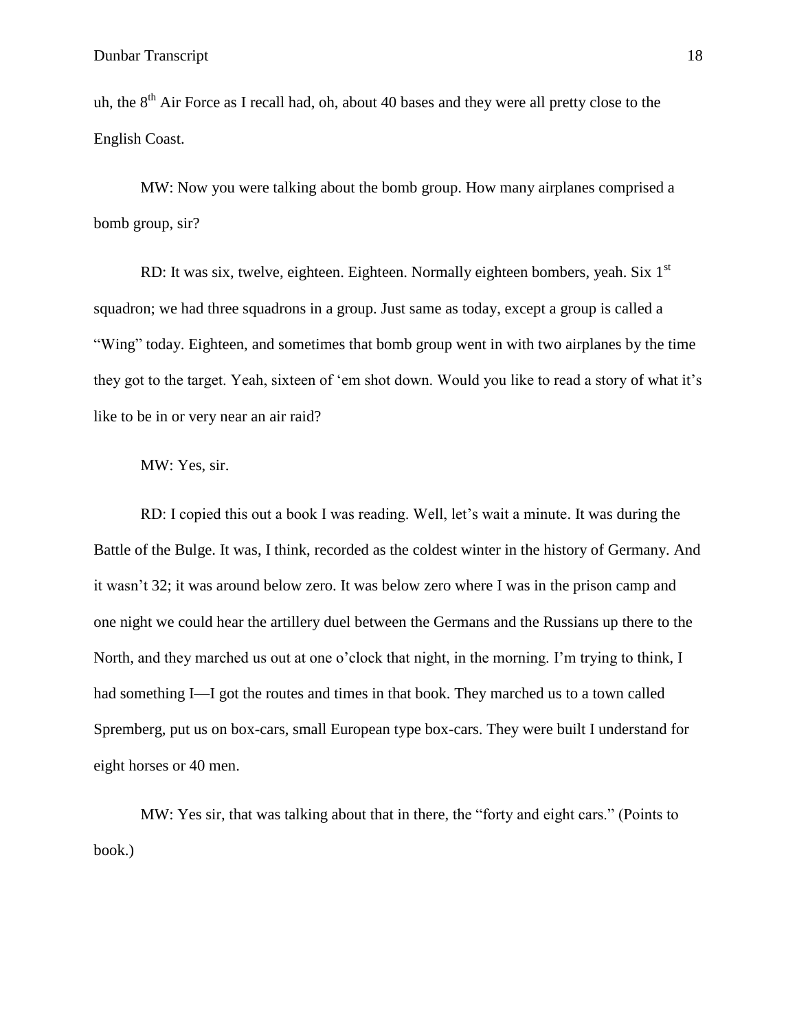uh, the 8th Air Force as I recall had, oh, about 40 bases and they were all pretty close to the English Coast.

MW: Now you were talking about the bomb group. How many airplanes comprised a bomb group, sir?

RD: It was six, twelve, eighteen. Eighteen. Normally eighteen bombers, yeah. Six 1st squadron; we had three squadrons in a group. Just same as today, except a group is called a "Wing" today. Eighteen, and sometimes that bomb group went in with two airplanes by the time they got to the target. Yeah, sixteen of 'em shot down. Would you like to read a story of what it's like to be in or very near an air raid?

MW: Yes, sir.

RD: I copied this out a book I was reading. Well, let's wait a minute. It was during the Battle of the Bulge. It was, I think, recorded as the coldest winter in the history of Germany. And it wasn't 32; it was around below zero. It was below zero where I was in the prison camp and one night we could hear the artillery duel between the Germans and the Russians up there to the North, and they marched us out at one o'clock that night, in the morning. I'm trying to think, I had something I—I got the routes and times in that book. They marched us to a town called Spremberg, put us on box-cars, small European type box-cars. They were built I understand for eight horses or 40 men.

MW: Yes sir, that was talking about that in there, the "forty and eight cars." (Points to book.)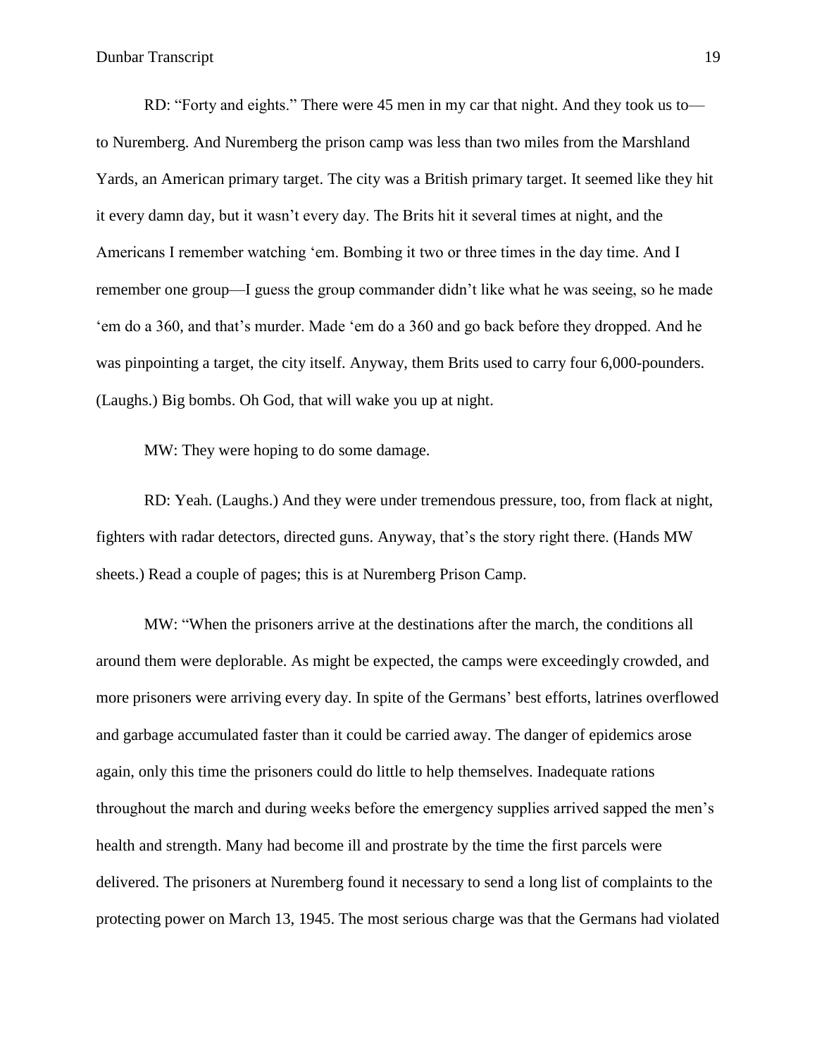RD: "Forty and eights." There were 45 men in my car that night. And they took us to—to Nuremberg. And Nuremberg the prison camp was less than two miles from the Marshland Yards, an American primary target. The city was a British primary target. It seemed like they hit it every damn day, but it wasn't every day. The Brits hit it several times at night, and the Americans I remember watching 'em. Bombing it two or three times in the day time. And I remember one group—I guess the group commander didn't like what he was seeing, so he made 'em do a 360, and that's murder. Made 'em do a 360 and go back before they dropped. And he was pinpointing a target, the city itself. Anyway, them Brits used to carry four 6,000-pounders. (Laughs.) Big bombs. Oh God, that will wake you up at night.

MW: They were hoping to do some damage.

RD: Yeah. (Laughs.) And they were under tremendous pressure, too, from flack at night, fighters with radar detectors, directed guns. Anyway, that's the story right there. (Hands MW sheets.) Read a couple of pages; this is at Nuremberg Prison Camp.

MW: "When the prisoners arrive at the destinations after the march, the conditions all around them were deplorable. As might be expected, the camps were exceedingly crowded, and more prisoners were arriving every day. In spite of the Germans' best efforts, latrines overflowed and garbage accumulated faster than it could be carried away. The danger of epidemics arose again, only this time the prisoners could do little to help themselves. Inadequate rations throughout the march and during weeks before the emergency supplies arrived sapped the men's health and strength. Many had become ill and prostrate by the time the first parcels were delivered. The prisoners at Nuremberg found it necessary to send a long list of complaints to the protecting power on March 13, 1945. The most serious charge was that the Germans had violated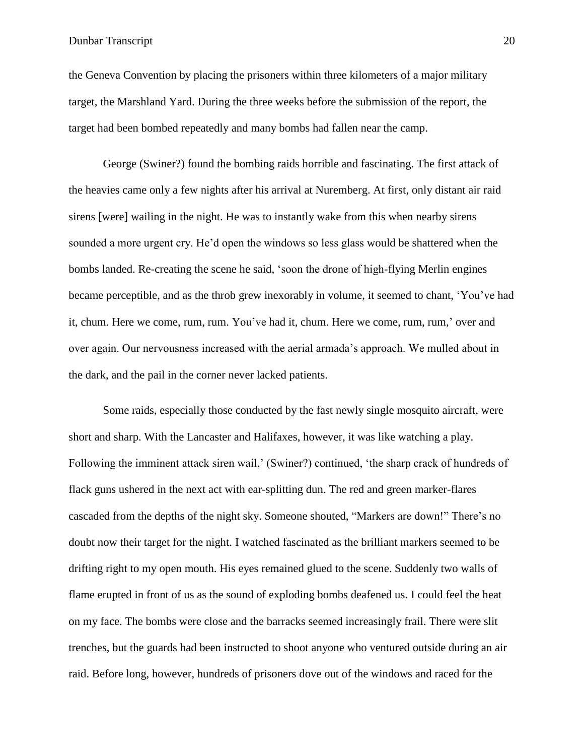the Geneva Convention by placing the prisoners within three kilometers of a major military target, the Marshland Yard. During the three weeks before the submission of the report, the target had been bombed repeatedly and many bombs had fallen near the camp.

George (Swiner?) found the bombing raids horrible and fascinating. The first attack of the heavies came only a few nights after his arrival at Nuremberg. At first, only distant air raid sirens [were] wailing in the night. He was to instantly wake from this when nearby sirens sounded a more urgent cry. He'd open the windows so less glass would be shattered when the bombs landed. Re-creating the scene he said, 'soon the drone of high-flying Merlin engines became perceptible, and as the throb grew inexorably in volume, it seemed to chant, 'You've had it, chum. Here we come, rum, rum. You've had it, chum. Here we come, rum, rum,' over and over again. Our nervousness increased with the aerial armada's approach. We mulled about in the dark, and the pail in the corner never lacked patients.

Some raids, especially those conducted by the fast newly single mosquito aircraft, were short and sharp. With the Lancaster and Halifaxes, however, it was like watching a play. Following the imminent attack siren wail,' (Swiner?) continued, 'the sharp crack of hundreds of flack guns ushered in the next act with ear-splitting dun. The red and green marker-flares cascaded from the depths of the night sky. Someone shouted, "Markers are down!" There's no doubt now their target for the night. I watched fascinated as the brilliant markers seemed to be drifting right to my open mouth. His eyes remained glued to the scene. Suddenly two walls of flame erupted in front of us as the sound of exploding bombs deafened us. I could feel the heat on my face. The bombs were close and the barracks seemed increasingly frail. There were slit trenches, but the guards had been instructed to shoot anyone who ventured outside during an air raid. Before long, however, hundreds of prisoners dove out of the windows and raced for the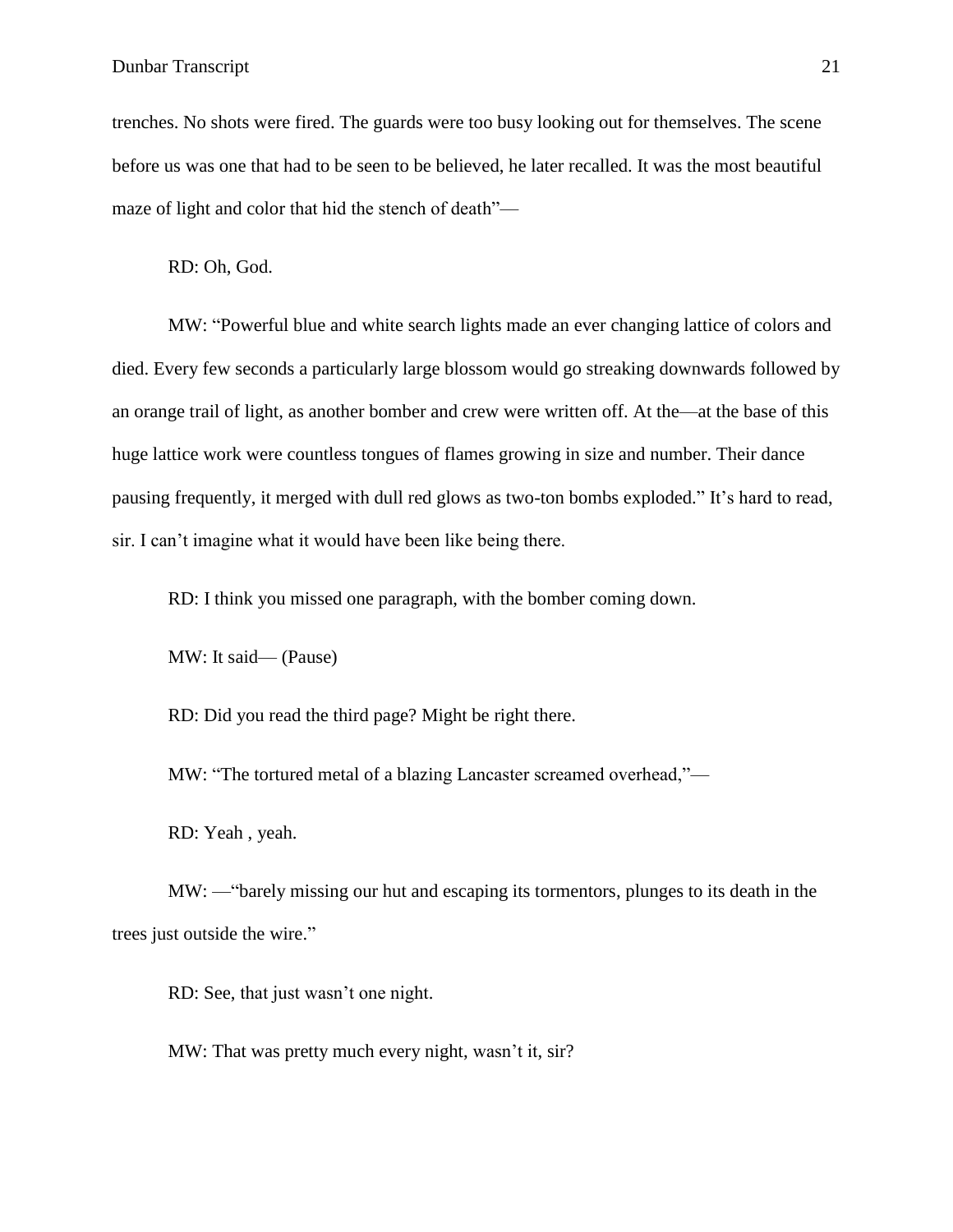trenches. No shots were fired. The guards were too busy looking out for themselves. The scene before us was one that had to be seen to be believed, he later recalled. It was the most beautiful maze of light and color that hid the stench of death"—

RD: Oh, God.

MW: "Powerful blue and white search lights made an ever changing lattice of colors and died. Every few seconds a particularly large blossom would go streaking downwards followed by an orange trail of light, as another bomber and crew were written off. At the—at the base of this huge lattice work were countless tongues of flames growing in size and number. Their dance pausing frequently, it merged with dull red glows as two-ton bombs exploded." It's hard to read, sir. I can't imagine what it would have been like being there.

RD: I think you missed one paragraph, with the bomber coming down.

MW: It said— (Pause)

RD: Did you read the third page? Might be right there.

MW: "The tortured metal of a blazing Lancaster screamed overhead,"—

RD: Yeah , yeah.

MW: —"barely missing our hut and escaping its tormentors, plunges to its death in the trees just outside the wire."

RD: See, that just wasn't one night.

MW: That was pretty much every night, wasn't it, sir?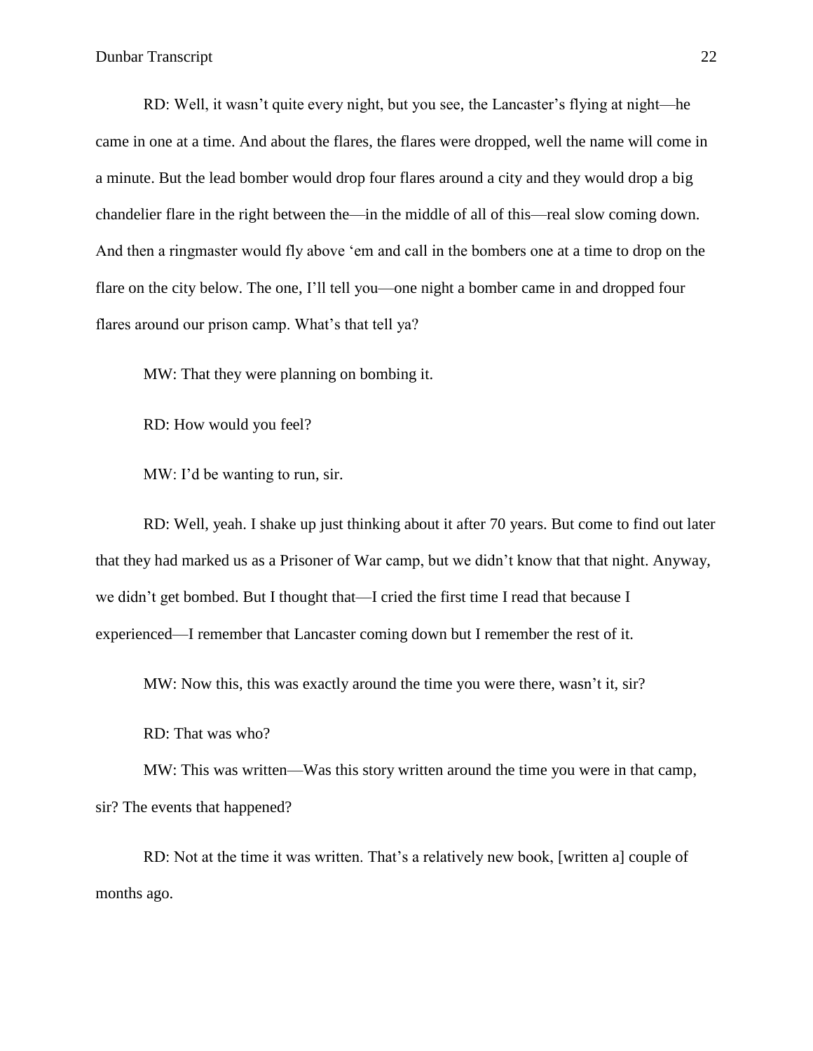RD: Well, it wasn't quite every night, but you see, the Lancaster's flying at night—he came in one at a time. And about the flares, the flares were dropped, well the name will come in a minute. But the lead bomber would drop four flares around a city and they would drop a big chandelier flare in the right between the—in the middle of all of this—real slow coming down. And then a ringmaster would fly above 'em and call in the bombers one at a time to drop on the flare on the city below. The one, I'll tell you—one night a bomber came in and dropped four flares around our prison camp. What's that tell ya?

MW: That they were planning on bombing it.

RD: How would you feel?

MW: I'd be wanting to run, sir.

RD: Well, yeah. I shake up just thinking about it after 70 years. But come to find out later that they had marked us as a Prisoner of War camp, but we didn't know that that night. Anyway, we didn't get bombed. But I thought that—I cried the first time I read that because I experienced—I remember that Lancaster coming down but I remember the rest of it.

MW: Now this, this was exactly around the time you were there, wasn't it, sir?

RD: That was who?

MW: This was written—Was this story written around the time you were in that camp, sir? The events that happened?

RD: Not at the time it was written. That's a relatively new book, [written a] couple of months ago.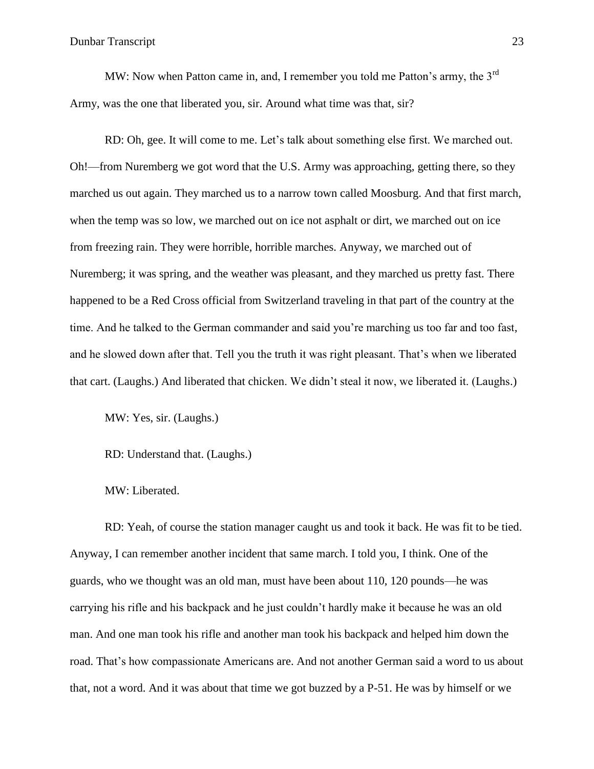MW: Now when Patton came in, and, I remember you told me Patton's army, the 3rd Army, was the one that liberated you, sir. Around what time was that, sir?

RD: Oh, gee. It will come to me. Let's talk about something else first. We marched out. Oh!—from Nuremberg we got word that the U.S. Army was approaching, getting there, so they marched us out again. They marched us to a narrow town called Moosburg. And that first march, when the temp was so low, we marched out on ice not asphalt or dirt, we marched out on ice from freezing rain. They were horrible, horrible marches. Anyway, we marched out of Nuremberg; it was spring, and the weather was pleasant, and they marched us pretty fast. There happened to be a Red Cross official from Switzerland traveling in that part of the country at the time. And he talked to the German commander and said you're marching us too far and too fast, and he slowed down after that. Tell you the truth it was right pleasant. That's when we liberated that cart. (Laughs.) And liberated that chicken. We didn't steal it now, we liberated it. (Laughs.)

MW: Yes, sir. (Laughs.)

RD: Understand that. (Laughs.)

MW: Liberated.

RD: Yeah, of course the station manager caught us and took it back. He was fit to be tied. Anyway, I can remember another incident that same march. I told you, I think. One of the guards, who we thought was an old man, must have been about 110, 120 pounds—he was carrying his rifle and his backpack and he just couldn't hardly make it because he was an old man. And one man took his rifle and another man took his backpack and helped him down the road. That's how compassionate Americans are. And not another German said a word to us about that, not a word. And it was about that time we got buzzed by a P-51. He was by himself or we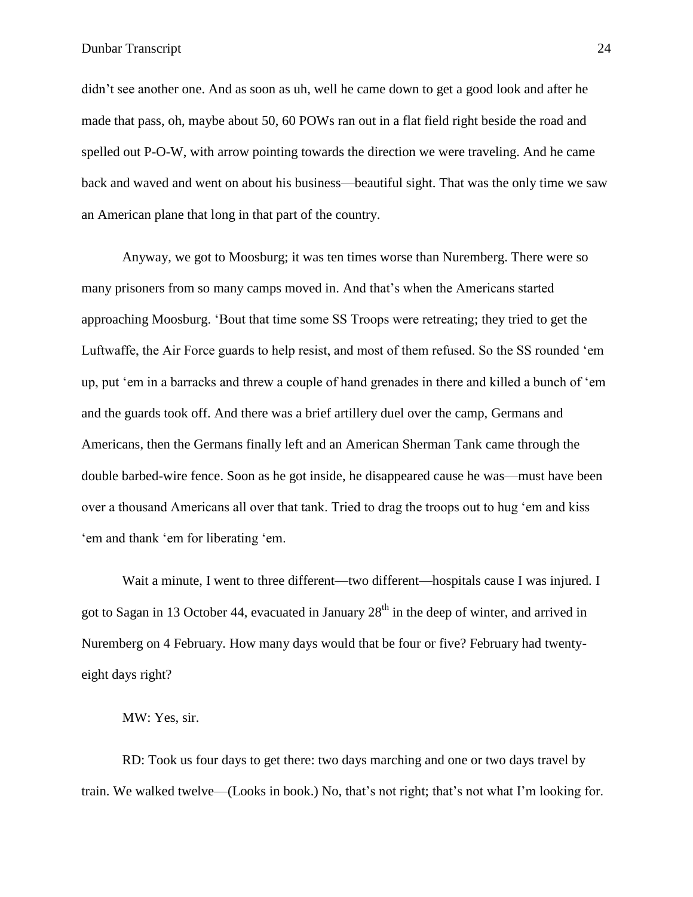didn't see another one. And as soon as uh, well he came down to get a good look and after he made that pass, oh, maybe about 50, 60 POWs ran out in a flat field right beside the road and spelled out P-O-W, with arrow pointing towards the direction we were traveling. And he came back and waved and went on about his business—beautiful sight. That was the only time we saw an American plane that long in that part of the country.

Anyway, we got to Moosburg; it was ten times worse than Nuremberg. There were so many prisoners from so many camps moved in. And that's when the Americans started approaching Moosburg. 'Bout that time some SS Troops were retreating; they tried to get the Luftwaffe, the Air Force guards to help resist, and most of them refused. So the SS rounded 'em up, put 'em in a barracks and threw a couple of hand grenades in there and killed a bunch of 'em and the guards took off. And there was a brief artillery duel over the camp, Germans and Americans, then the Germans finally left and an American Sherman Tank came through the double barbed-wire fence. Soon as he got inside, he disappeared cause he was—must have been over a thousand Americans all over that tank. Tried to drag the troops out to hug 'em and kiss 'em and thank 'em for liberating 'em.

Wait a minute, I went to three different—two different—hospitals cause I was injured. I got to Sagan in 13 October 44, evacuated in January 28th in the deep of winter, and arrived in Nuremberg on 4 February. How many days would that be four or five? February had twenty-eight days right?

MW: Yes, sir.

RD: Took us four days to get there: two days marching and one or two days travel by train. We walked twelve—(Looks in book.) No, that's not right; that's not what I'm looking for.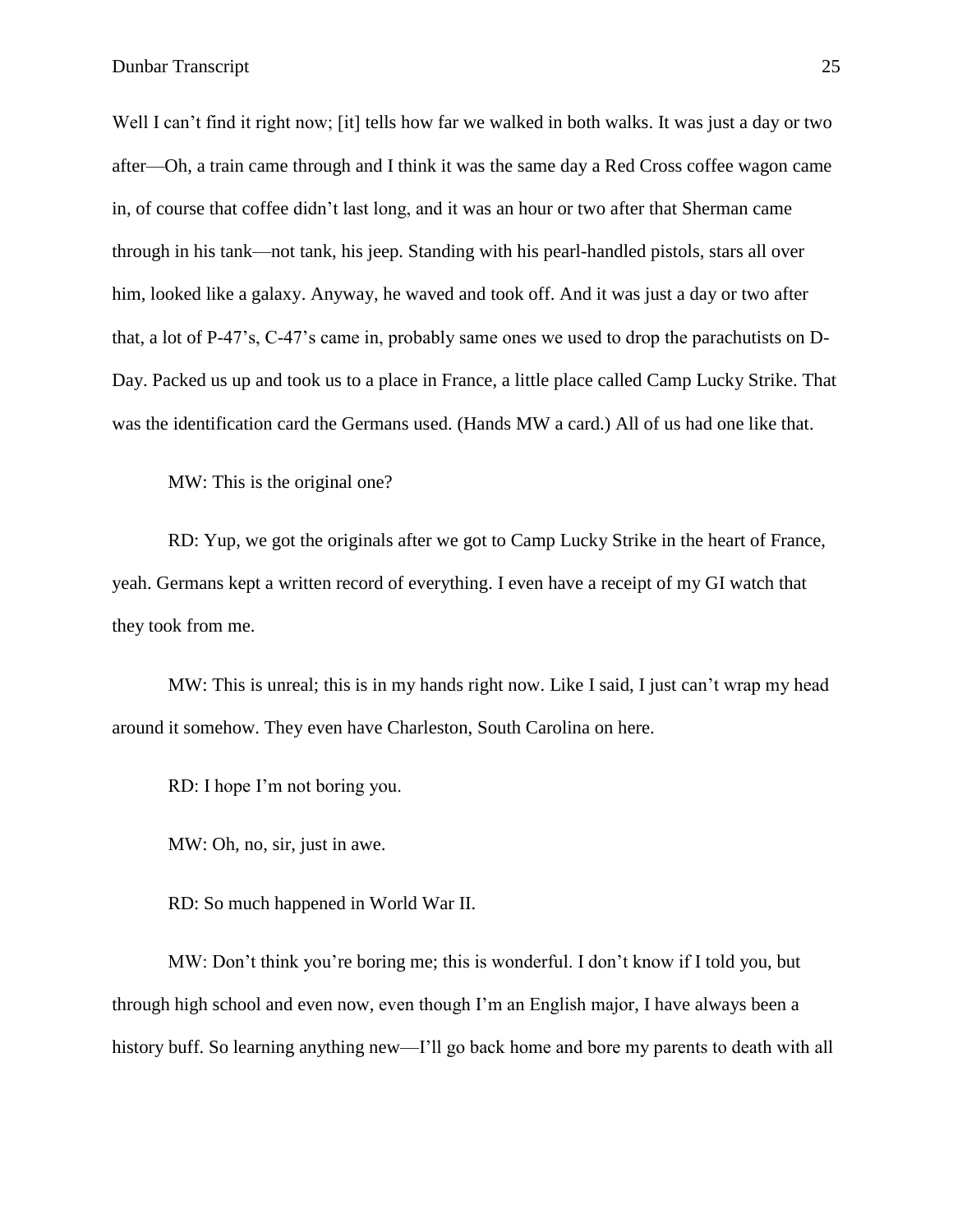Well I can't find it right now; [it] tells how far we walked in both walks. It was just a day or two after—Oh, a train came through and I think it was the same day a Red Cross coffee wagon came in, of course that coffee didn't last long, and it was an hour or two after that Sherman came through in his tank—not tank, his jeep. Standing with his pearl-handled pistols, stars all over him, looked like a galaxy. Anyway, he waved and took off. And it was just a day or two after that, a lot of P-47's, C-47's came in, probably same ones we used to drop the parachutists on D-Day. Packed us up and took us to a place in France, a little place called Camp Lucky Strike. That was the identification card the Germans used. (Hands MW a card.) All of us had one like that.

MW: This is the original one?

RD: Yup, we got the originals after we got to Camp Lucky Strike in the heart of France, yeah. Germans kept a written record of everything. I even have a receipt of my GI watch that they took from me.

MW: This is unreal; this is in my hands right now. Like I said, I just can't wrap my head around it somehow. They even have Charleston, South Carolina on here.

RD: I hope I'm not boring you.

MW: Oh, no, sir, just in awe.

RD: So much happened in World War II.

MW: Don't think you're boring me; this is wonderful. I don't know if I told you, but through high school and even now, even though I'm an English major, I have always been a history buff. So learning anything new—I'll go back home and bore my parents to death with all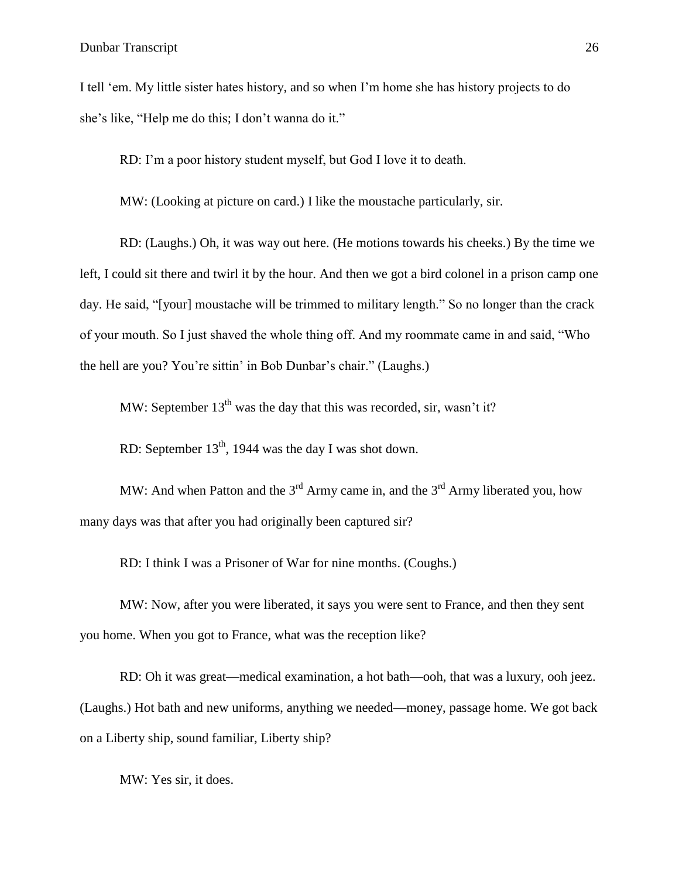I tell 'em. My little sister hates history, and so when I'm home she has history projects to do she's like, "Help me do this; I don't wanna do it."

RD: I'm a poor history student myself, but God I love it to death.

MW: (Looking at picture on card.) I like the moustache particularly, sir.

RD: (Laughs.) Oh, it was way out here. (He motions towards his cheeks.) By the time we left, I could sit there and twirl it by the hour. And then we got a bird colonel in a prison camp one day. He said, "[your] moustache will be trimmed to military length." So no longer than the crack of your mouth. So I just shaved the whole thing off. And my roommate came in and said, "Who the hell are you? You're sittin' in Bob Dunbar's chair." (Laughs.)

MW: September 13th was the day that this was recorded, sir, wasn't it?

RD: September 13th, 1944 was the day I was shot down.

MW: And when Patton and the 3rd Army came in, and the 3rd Army liberated you, how many days was that after you had originally been captured sir?

RD: I think I was a Prisoner of War for nine months. (Coughs.)

MW: Now, after you were liberated, it says you were sent to France, and then they sent you home. When you got to France, what was the reception like?

RD: Oh it was great—medical examination, a hot bath—ooh, that was a luxury, ooh jeez. (Laughs.) Hot bath and new uniforms, anything we needed—money, passage home. We got back on a Liberty ship, sound familiar, Liberty ship?

MW: Yes sir, it does.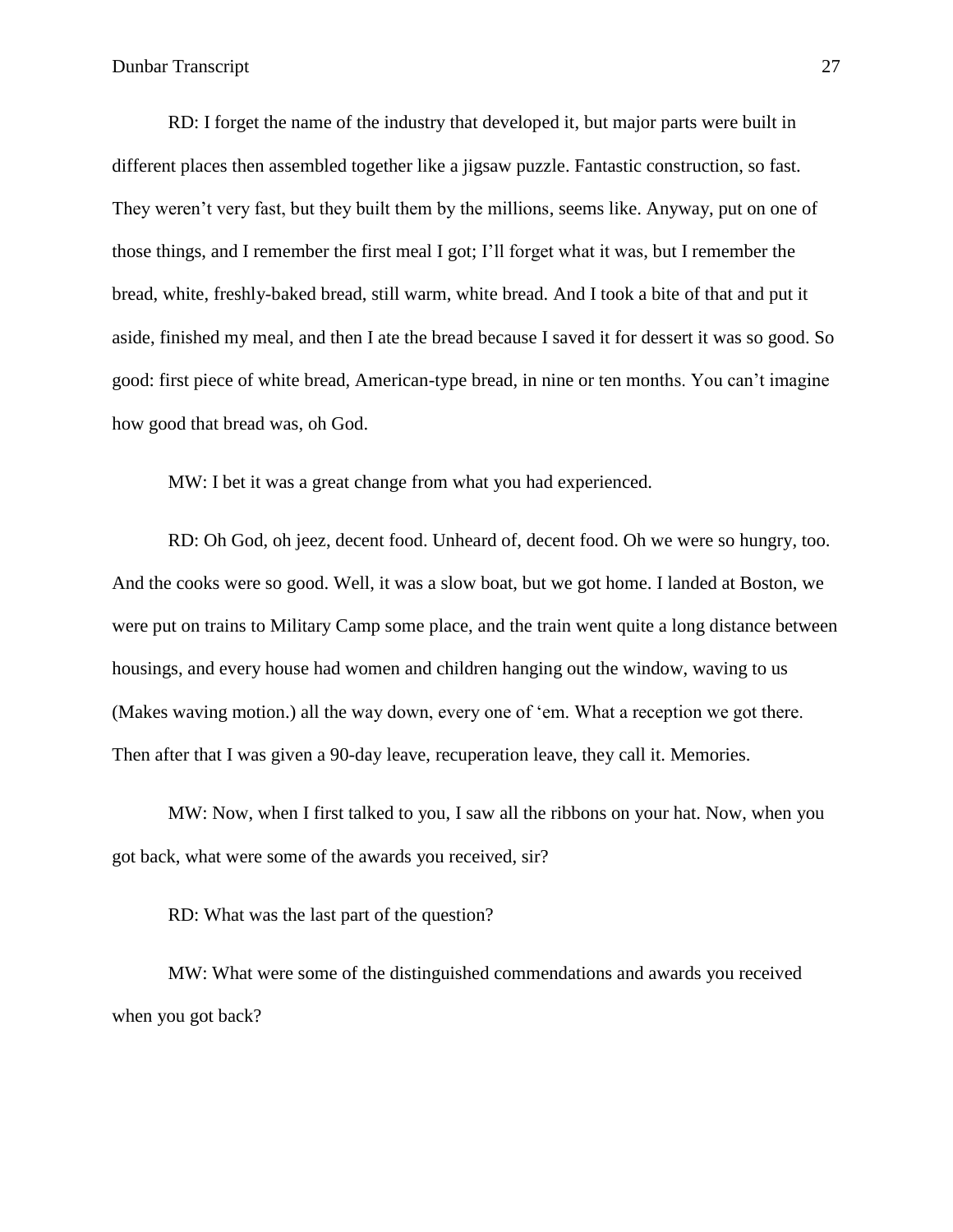RD: I forget the name of the industry that developed it, but major parts were built in different places then assembled together like a jigsaw puzzle. Fantastic construction, so fast. They weren't very fast, but they built them by the millions, seems like. Anyway, put on one of those things, and I remember the first meal I got; I'll forget what it was, but I remember the bread, white, freshly-baked bread, still warm, white bread. And I took a bite of that and put it aside, finished my meal, and then I ate the bread because I saved it for dessert it was so good. So good: first piece of white bread, American-type bread, in nine or ten months. You can't imagine how good that bread was, oh God.

MW: I bet it was a great change from what you had experienced.

RD: Oh God, oh jeez, decent food. Unheard of, decent food. Oh we were so hungry, too. And the cooks were so good. Well, it was a slow boat, but we got home. I landed at Boston, we were put on trains to Military Camp some place, and the train went quite a long distance between housings, and every house had women and children hanging out the window, waving to us (Makes waving motion.) all the way down, every one of 'em. What a reception we got there. Then after that I was given a 90-day leave, recuperation leave, they call it. Memories.

MW: Now, when I first talked to you, I saw all the ribbons on your hat. Now, when you got back, what were some of the awards you received, sir?

RD: What was the last part of the question?

MW: What were some of the distinguished commendations and awards you received when you got back?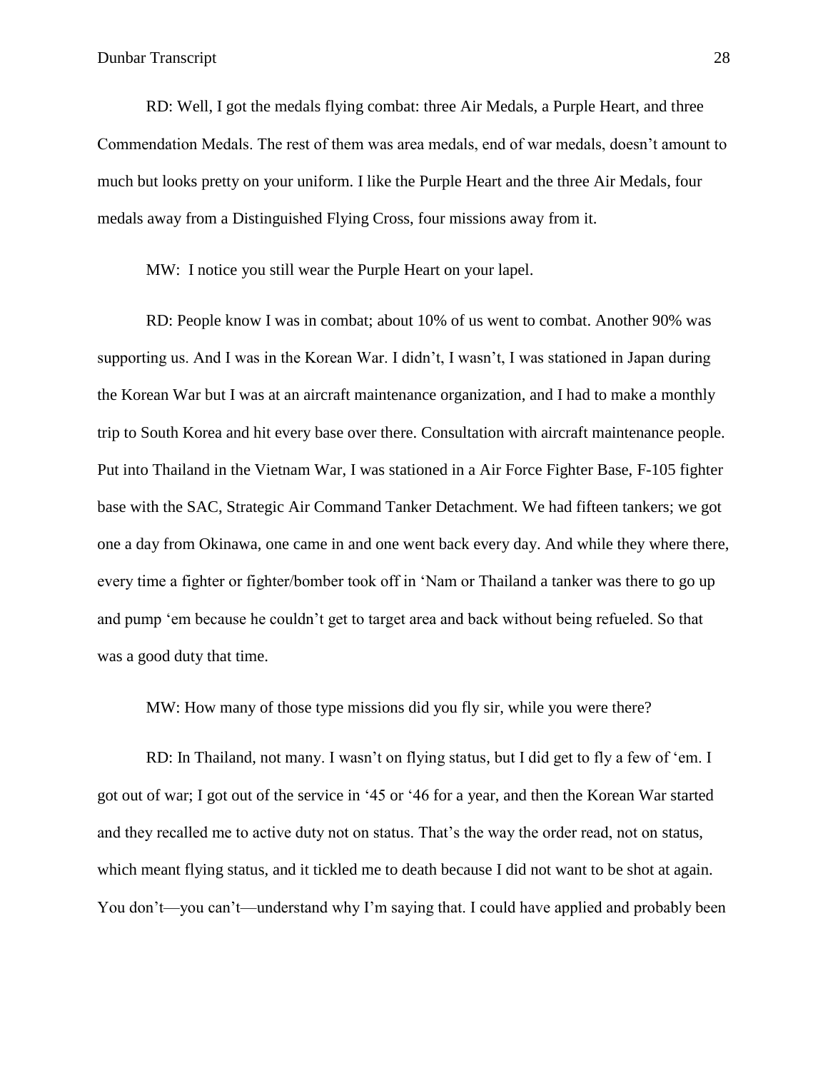RD: Well, I got the medals flying combat: three Air Medals, a Purple Heart, and three Commendation Medals. The rest of them was area medals, end of war medals, doesn't amount to much but looks pretty on your uniform. I like the Purple Heart and the three Air Medals, four medals away from a Distinguished Flying Cross, four missions away from it.

MW: I notice you still wear the Purple Heart on your lapel.

RD: People know I was in combat; about 10% of us went to combat. Another 90% was supporting us. And I was in the Korean War. I didn't, I wasn't, I was stationed in Japan during the Korean War but I was at an aircraft maintenance organization, and I had to make a monthly trip to South Korea and hit every base over there. Consultation with aircraft maintenance people. Put into Thailand in the Vietnam War, I was stationed in a Air Force Fighter Base, F-105 fighter base with the SAC, Strategic Air Command Tanker Detachment. We had fifteen tankers; we got one a day from Okinawa, one came in and one went back every day. And while they where there, every time a fighter or fighter/bomber took off in 'Nam or Thailand a tanker was there to go up and pump 'em because he couldn't get to target area and back without being refueled. So that was a good duty that time.

MW: How many of those type missions did you fly sir, while you were there?

RD: In Thailand, not many. I wasn't on flying status, but I did get to fly a few of 'em. I got out of war; I got out of the service in '45 or '46 for a year, and then the Korean War started and they recalled me to active duty not on status. That's the way the order read, not on status, which meant flying status, and it tickled me to death because I did not want to be shot at again. You don't—you can't—understand why I'm saying that. I could have applied and probably been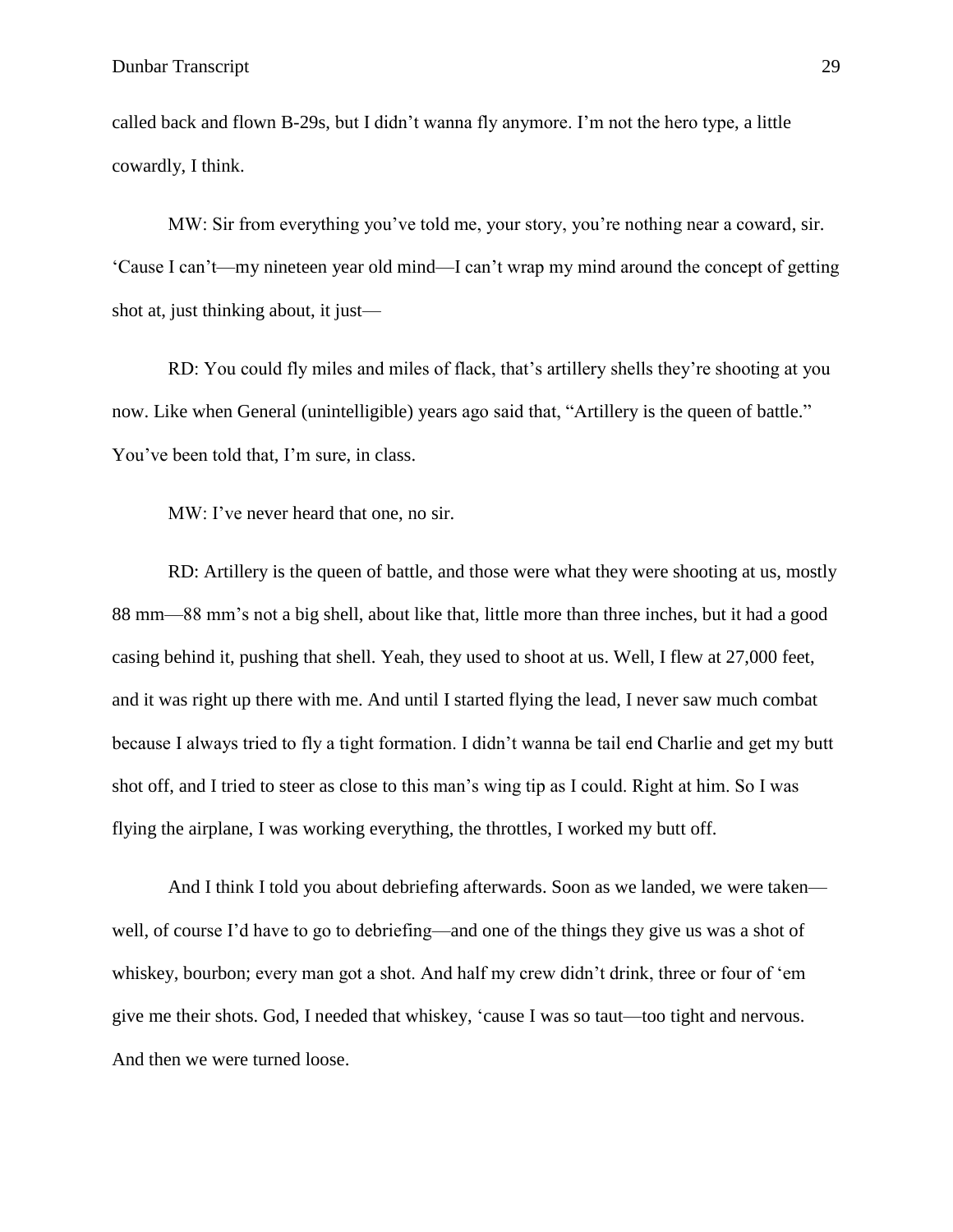called back and flown B-29s, but I didn't wanna fly anymore. I'm not the hero type, a little cowardly, I think.

MW: Sir from everything you've told me, your story, you're nothing near a coward, sir. 'Cause I can't—my nineteen year old mind—I can't wrap my mind around the concept of getting shot at, just thinking about, it just—

RD: You could fly miles and miles of flack, that's artillery shells they're shooting at you now. Like when General (unintelligible) years ago said that, "Artillery is the queen of battle." You've been told that, I'm sure, in class.

MW: I've never heard that one, no sir.

RD: Artillery is the queen of battle, and those were what they were shooting at us, mostly 88 mm—88 mm's not a big shell, about like that, little more than three inches, but it had a good casing behind it, pushing that shell. Yeah, they used to shoot at us. Well, I flew at 27,000 feet, and it was right up there with me. And until I started flying the lead, I never saw much combat because I always tried to fly a tight formation. I didn't wanna be tail end Charlie and get my butt shot off, and I tried to steer as close to this man's wing tip as I could. Right at him. So I was flying the airplane, I was working everything, the throttles, I worked my butt off.

And I think I told you about debriefing afterwards. Soon as we landed, we were taken—well, of course I'd have to go to debriefing—and one of the things they give us was a shot of whiskey, bourbon; every man got a shot. And half my crew didn't drink, three or four of 'em give me their shots. God, I needed that whiskey, 'cause I was so taut—too tight and nervous. And then we were turned loose.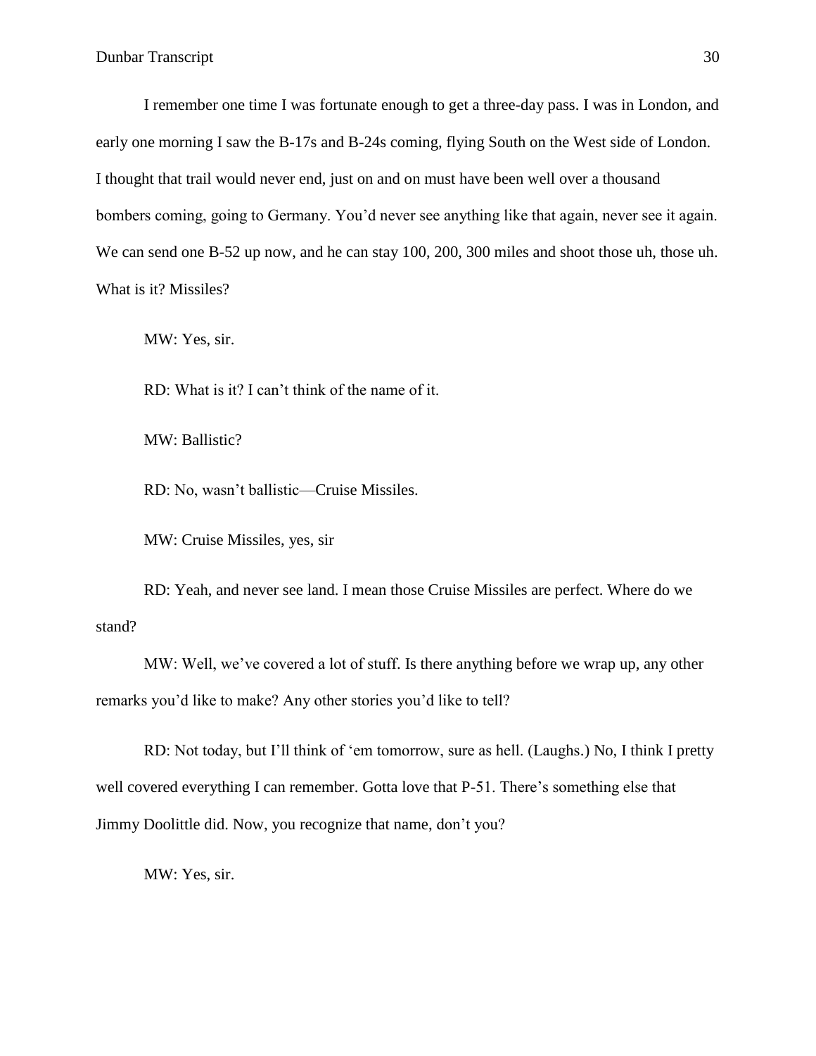I remember one time I was fortunate enough to get a three-day pass. I was in London, and early one morning I saw the B-17s and B-24s coming, flying South on the West side of London. I thought that trail would never end, just on and on must have been well over a thousand bombers coming, going to Germany. You'd never see anything like that again, never see it again. We can send one B-52 up now, and he can stay 100, 200, 300 miles and shoot those uh, those uh. What is it? Missiles?

MW: Yes, sir.

RD: What is it? I can't think of the name of it.

MW: Ballistic?

RD: No, wasn't ballistic—Cruise Missiles.

MW: Cruise Missiles, yes, sir

RD: Yeah, and never see land. I mean those Cruise Missiles are perfect. Where do we stand?

MW: Well, we've covered a lot of stuff. Is there anything before we wrap up, any other remarks you'd like to make? Any other stories you'd like to tell?

RD: Not today, but I'll think of 'em tomorrow, sure as hell. (Laughs.) No, I think I pretty well covered everything I can remember. Gotta love that P-51. There's something else that Jimmy Doolittle did. Now, you recognize that name, don't you?

MW: Yes, sir.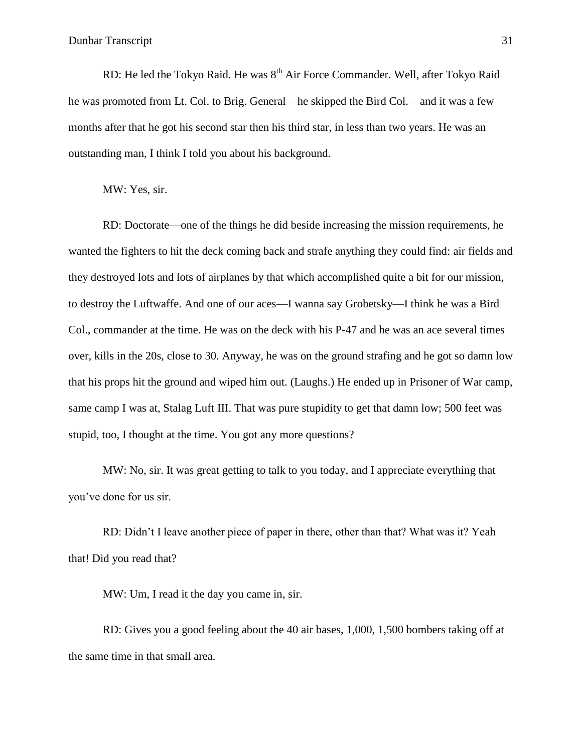RD: He led the Tokyo Raid. He was 8th Air Force Commander. Well, after Tokyo Raid he was promoted from Lt. Col. to Brig. General—he skipped the Bird Col.—and it was a few months after that he got his second star then his third star, in less than two years. He was an outstanding man, I think I told you about his background.

MW: Yes, sir.

RD: Doctorate—one of the things he did beside increasing the mission requirements, he wanted the fighters to hit the deck coming back and strafe anything they could find: air fields and they destroyed lots and lots of airplanes by that which accomplished quite a bit for our mission, to destroy the Luftwaffe. And one of our aces—I wanna say Grobetsky—I think he was a Bird Col., commander at the time. He was on the deck with his P-47 and he was an ace several times over, kills in the 20s, close to 30. Anyway, he was on the ground strafing and he got so damn low that his props hit the ground and wiped him out. (Laughs.) He ended up in Prisoner of War camp, same camp I was at, Stalag Luft III. That was pure stupidity to get that damn low; 500 feet was stupid, too, I thought at the time. You got any more questions?

MW: No, sir. It was great getting to talk to you today, and I appreciate everything that you've done for us sir.

RD: Didn't I leave another piece of paper in there, other than that? What was it? Yeah that! Did you read that?

MW: Um, I read it the day you came in, sir.

RD: Gives you a good feeling about the 40 air bases, 1,000, 1,500 bombers taking off at the same time in that small area.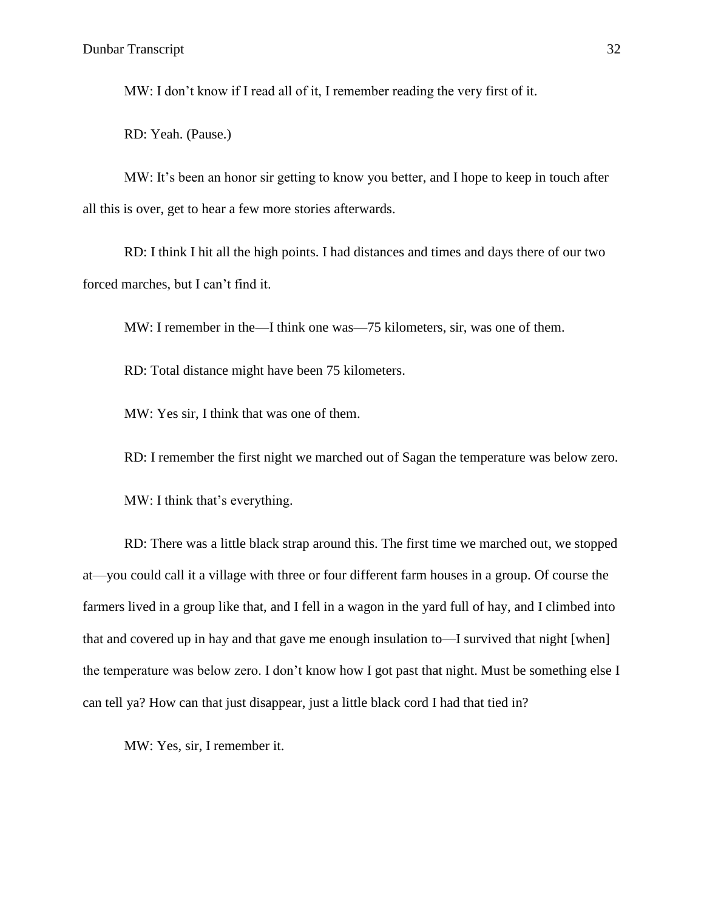MW: I don't know if I read all of it, I remember reading the very first of it.

RD: Yeah. (Pause.)

MW: It's been an honor sir getting to know you better, and I hope to keep in touch after all this is over, get to hear a few more stories afterwards.

RD: I think I hit all the high points. I had distances and times and days there of our two forced marches, but I can't find it.

MW: I remember in the—I think one was—75 kilometers, sir, was one of them.

RD: Total distance might have been 75 kilometers.

MW: Yes sir, I think that was one of them.

RD: I remember the first night we marched out of Sagan the temperature was below zero.

MW: I think that's everything.

RD: There was a little black strap around this. The first time we marched out, we stopped at—you could call it a village with three or four different farm houses in a group. Of course the farmers lived in a group like that, and I fell in a wagon in the yard full of hay, and I climbed into that and covered up in hay and that gave me enough insulation to—I survived that night [when] the temperature was below zero. I don't know how I got past that night. Must be something else I can tell ya? How can that just disappear, just a little black cord I had that tied in?

MW: Yes, sir, I remember it.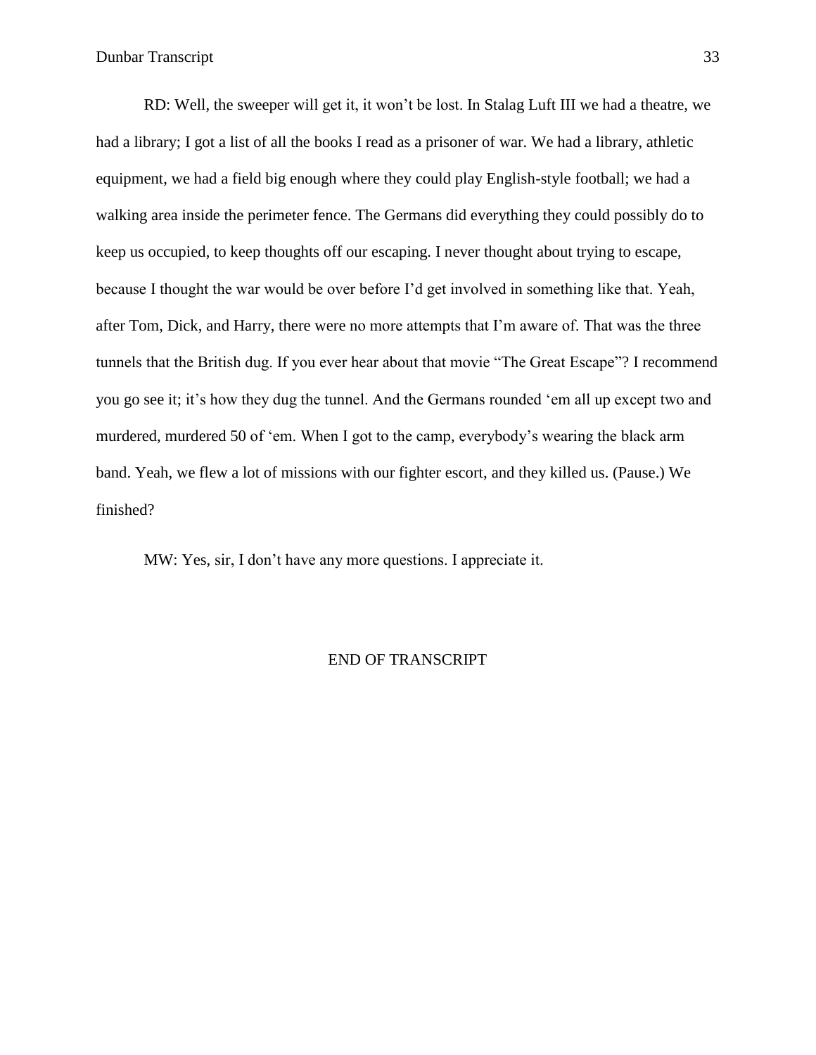RD: Well, the sweeper will get it, it won't be lost. In Stalag Luft III we had a theatre, we had a library; I got a list of all the books I read as a prisoner of war. We had a library, athletic equipment, we had a field big enough where they could play English-style football; we had a walking area inside the perimeter fence. The Germans did everything they could possibly do to keep us occupied, to keep thoughts off our escaping. I never thought about trying to escape, because I thought the war would be over before I'd get involved in something like that. Yeah, after Tom, Dick, and Harry, there were no more attempts that I'm aware of. That was the three tunnels that the British dug. If you ever hear about that movie "The Great Escape"? I recommend you go see it; it's how they dug the tunnel. And the Germans rounded 'em all up except two and murdered, murdered 50 of 'em. When I got to the camp, everybody's wearing the black arm band. Yeah, we flew a lot of missions with our fighter escort, and they killed us. (Pause.) We finished?

MW: Yes, sir, I don't have any more questions. I appreciate it.

END OF TRANSCRIPT